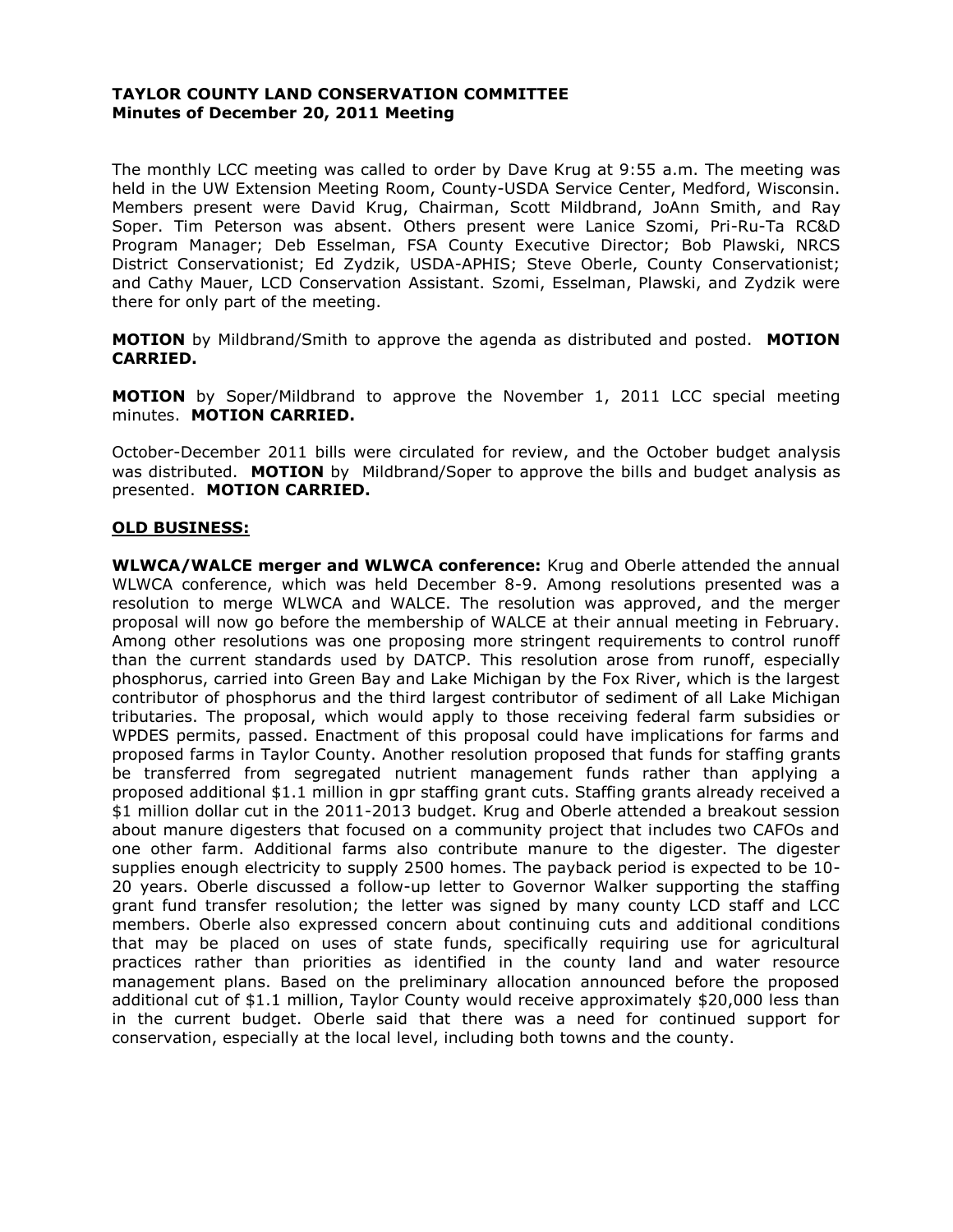**TAYLOR COUNTY LAND CONSERVATION COMMITTEE**
**Minutes of December 20, 2011 Meeting**

The monthly LCC meeting was called to order by Dave Krug at 9:55 a.m. The meeting was held in the UW Extension Meeting Room, County-USDA Service Center, Medford, Wisconsin. Members present were David Krug, Chairman, Scott Mildbrand, JoAnn Smith, and Ray Soper. Tim Peterson was absent. Others present were Lanice Szomi, Pri-Ru-Ta RC&D Program Manager; Deb Esselman, FSA County Executive Director; Bob Plawski, NRCS District Conservationist; Ed Zydzik, USDA-APHIS; Steve Oberle, County Conservationist; and Cathy Mauer, LCD Conservation Assistant. Szomi, Esselman, Plawski, and Zydzik were there for only part of the meeting.

**MOTION** by Mildbrand/Smith to approve the agenda as distributed and posted. **MOTION CARRIED.**

**MOTION** by Soper/Mildbrand to approve the November 1, 2011 LCC special meeting minutes. **MOTION CARRIED.**

October-December 2011 bills were circulated for review, and the October budget analysis was distributed. **MOTION** by Mildbrand/Soper to approve the bills and budget analysis as presented. **MOTION CARRIED.**

**OLD BUSINESS:**

**WLWCA/WALCE merger and WLWCA conference:** Krug and Oberle attended the annual WLWCA conference, which was held December 8-9. Among resolutions presented was a resolution to merge WLWCA and WALCE. The resolution was approved, and the merger proposal will now go before the membership of WALCE at their annual meeting in February. Among other resolutions was one proposing more stringent requirements to control runoff than the current standards used by DATCP. This resolution arose from runoff, especially phosphorus, carried into Green Bay and Lake Michigan by the Fox River, which is the largest contributor of phosphorus and the third largest contributor of sediment of all Lake Michigan tributaries. The proposal, which would apply to those receiving federal farm subsidies or WPDES permits, passed. Enactment of this proposal could have implications for farms and proposed farms in Taylor County. Another resolution proposed that funds for staffing grants be transferred from segregated nutrient management funds rather than applying a proposed additional $1.1 million in gpr staffing grant cuts. Staffing grants already received a $1 million dollar cut in the 2011-2013 budget. Krug and Oberle attended a breakout session about manure digesters that focused on a community project that includes two CAFOs and one other farm. Additional farms also contribute manure to the digester. The digester supplies enough electricity to supply 2500 homes. The payback period is expected to be 10-20 years. Oberle discussed a follow-up letter to Governor Walker supporting the staffing grant fund transfer resolution; the letter was signed by many county LCD staff and LCC members. Oberle also expressed concern about continuing cuts and additional conditions that may be placed on uses of state funds, specifically requiring use for agricultural practices rather than priorities as identified in the county land and water resource management plans. Based on the preliminary allocation announced before the proposed additional cut of $1.1 million, Taylor County would receive approximately $20,000 less than in the current budget. Oberle said that there was a need for continued support for conservation, especially at the local level, including both towns and the county.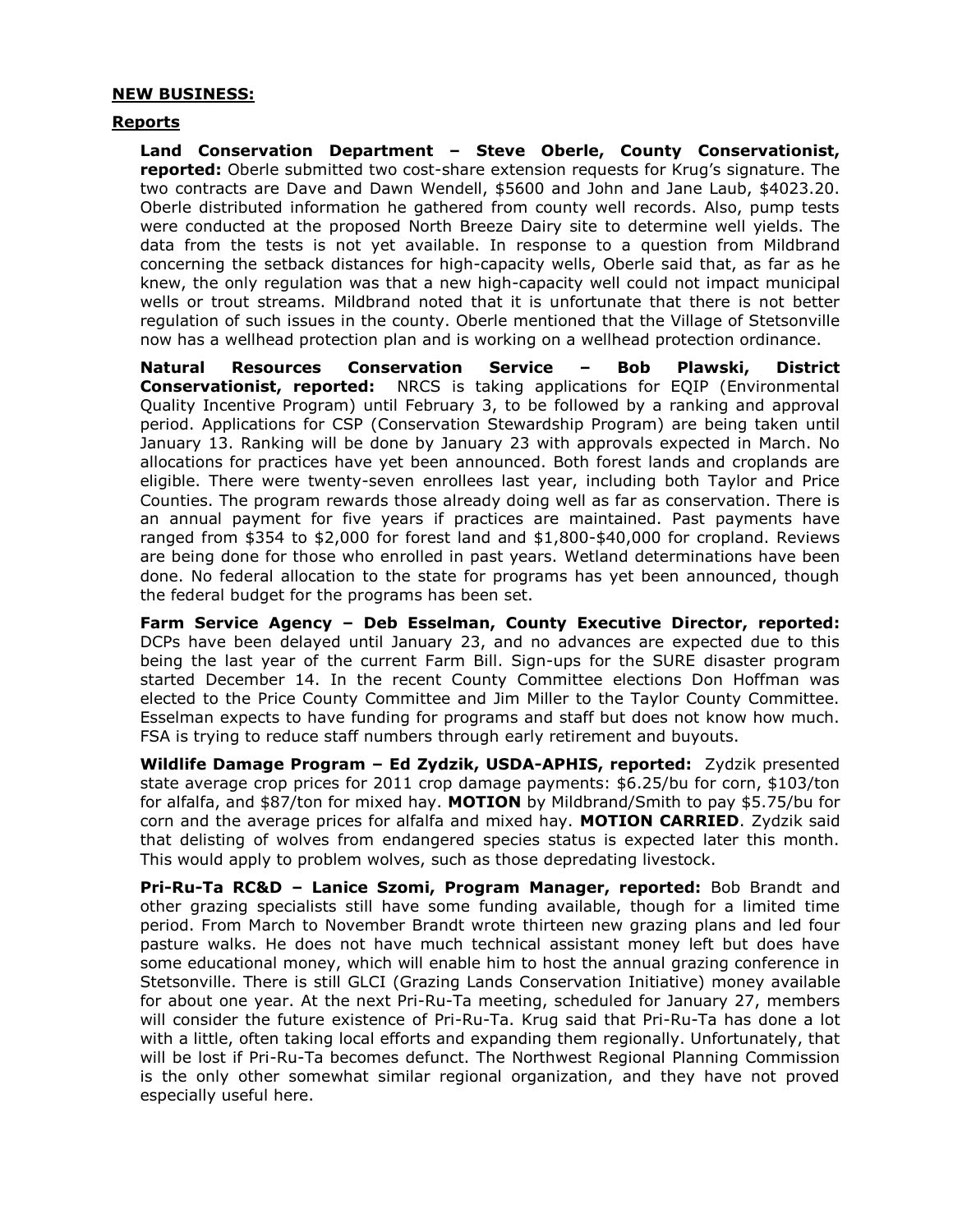**NEW BUSINESS:**

**Reports**

**Land Conservation Department – Steve Oberle, County Conservationist, reported:** Oberle submitted two cost-share extension requests for Krug's signature. The two contracts are Dave and Dawn Wendell, $5600 and John and Jane Laub, $4023.20. Oberle distributed information he gathered from county well records. Also, pump tests were conducted at the proposed North Breeze Dairy site to determine well yields. The data from the tests is not yet available. In response to a question from Mildbrand concerning the setback distances for high-capacity wells, Oberle said that, as far as he knew, the only regulation was that a new high-capacity well could not impact municipal wells or trout streams. Mildbrand noted that it is unfortunate that there is not better regulation of such issues in the county. Oberle mentioned that the Village of Stetsonville now has a wellhead protection plan and is working on a wellhead protection ordinance.

**Natural Resources Conservation Service – Bob Plawski, District Conservationist, reported:** NRCS is taking applications for EQIP (Environmental Quality Incentive Program) until February 3, to be followed by a ranking and approval period. Applications for CSP (Conservation Stewardship Program) are being taken until January 13. Ranking will be done by January 23 with approvals expected in March. No allocations for practices have yet been announced. Both forest lands and croplands are eligible. There were twenty-seven enrollees last year, including both Taylor and Price Counties. The program rewards those already doing well as far as conservation. There is an annual payment for five years if practices are maintained. Past payments have ranged from $354 to $2,000 for forest land and $1,800-$40,000 for cropland. Reviews are being done for those who enrolled in past years. Wetland determinations have been done. No federal allocation to the state for programs has yet been announced, though the federal budget for the programs has been set.

**Farm Service Agency – Deb Esselman, County Executive Director, reported:** DCPs have been delayed until January 23, and no advances are expected due to this being the last year of the current Farm Bill. Sign-ups for the SURE disaster program started December 14. In the recent County Committee elections Don Hoffman was elected to the Price County Committee and Jim Miller to the Taylor County Committee. Esselman expects to have funding for programs and staff but does not know how much. FSA is trying to reduce staff numbers through early retirement and buyouts.

**Wildlife Damage Program – Ed Zydzik, USDA-APHIS, reported:** Zydzik presented state average crop prices for 2011 crop damage payments: $6.25/bu for corn, $103/ton for alfalfa, and $87/ton for mixed hay. **MOTION** by Mildbrand/Smith to pay $5.75/bu for corn and the average prices for alfalfa and mixed hay. **MOTION CARRIED**. Zydzik said that delisting of wolves from endangered species status is expected later this month. This would apply to problem wolves, such as those depredating livestock.

**Pri-Ru-Ta RC&D – Lanice Szomi, Program Manager, reported:** Bob Brandt and other grazing specialists still have some funding available, though for a limited time period. From March to November Brandt wrote thirteen new grazing plans and led four pasture walks. He does not have much technical assistant money left but does have some educational money, which will enable him to host the annual grazing conference in Stetsonville. There is still GLCI (Grazing Lands Conservation Initiative) money available for about one year. At the next Pri-Ru-Ta meeting, scheduled for January 27, members will consider the future existence of Pri-Ru-Ta. Krug said that Pri-Ru-Ta has done a lot with a little, often taking local efforts and expanding them regionally. Unfortunately, that will be lost if Pri-Ru-Ta becomes defunct. The Northwest Regional Planning Commission is the only other somewhat similar regional organization, and they have not proved especially useful here.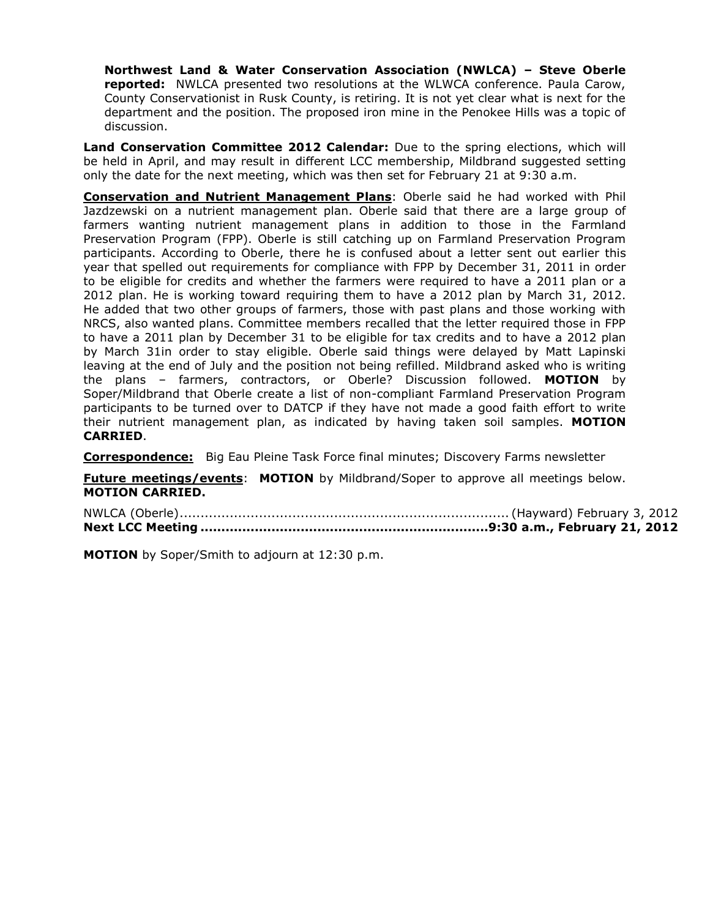**Northwest Land & Water Conservation Association (NWLCA) – Steve Oberle reported:** NWLCA presented two resolutions at the WLWCA conference. Paula Carow, County Conservationist in Rusk County, is retiring. It is not yet clear what is next for the department and the position. The proposed iron mine in the Penokee Hills was a topic of discussion.

**Land Conservation Committee 2012 Calendar:** Due to the spring elections, which will be held in April, and may result in different LCC membership, Mildbrand suggested setting only the date for the next meeting, which was then set for February 21 at 9:30 a.m.

**Conservation and Nutrient Management Plans**: Oberle said he had worked with Phil Jazdzewski on a nutrient management plan. Oberle said that there are a large group of farmers wanting nutrient management plans in addition to those in the Farmland Preservation Program (FPP). Oberle is still catching up on Farmland Preservation Program participants. According to Oberle, there he is confused about a letter sent out earlier this year that spelled out requirements for compliance with FPP by December 31, 2011 in order to be eligible for credits and whether the farmers were required to have a 2011 plan or a 2012 plan. He is working toward requiring them to have a 2012 plan by March 31, 2012. He added that two other groups of farmers, those with past plans and those working with NRCS, also wanted plans. Committee members recalled that the letter required those in FPP to have a 2011 plan by December 31 to be eligible for tax credits and to have a 2012 plan by March 31in order to stay eligible. Oberle said things were delayed by Matt Lapinski leaving at the end of July and the position not being refilled. Mildbrand asked who is writing the plans – farmers, contractors, or Oberle? Discussion followed. **MOTION** by Soper/Mildbrand that Oberle create a list of non-compliant Farmland Preservation Program participants to be turned over to DATCP if they have not made a good faith effort to write their nutrient management plan, as indicated by having taken soil samples. **MOTION CARRIED**.

**Correspondence:** Big Eau Pleine Task Force final minutes; Discovery Farms newsletter

**Future meetings/events**: **MOTION** by Mildbrand/Soper to approve all meetings below. **MOTION CARRIED.**

NWLCA (Oberle)............................................................................(Hayward) February 3, 2012
**Next LCC Meeting ..................................................................9:30 a.m., February 21, 2012**

**MOTION** by Soper/Smith to adjourn at 12:30 p.m.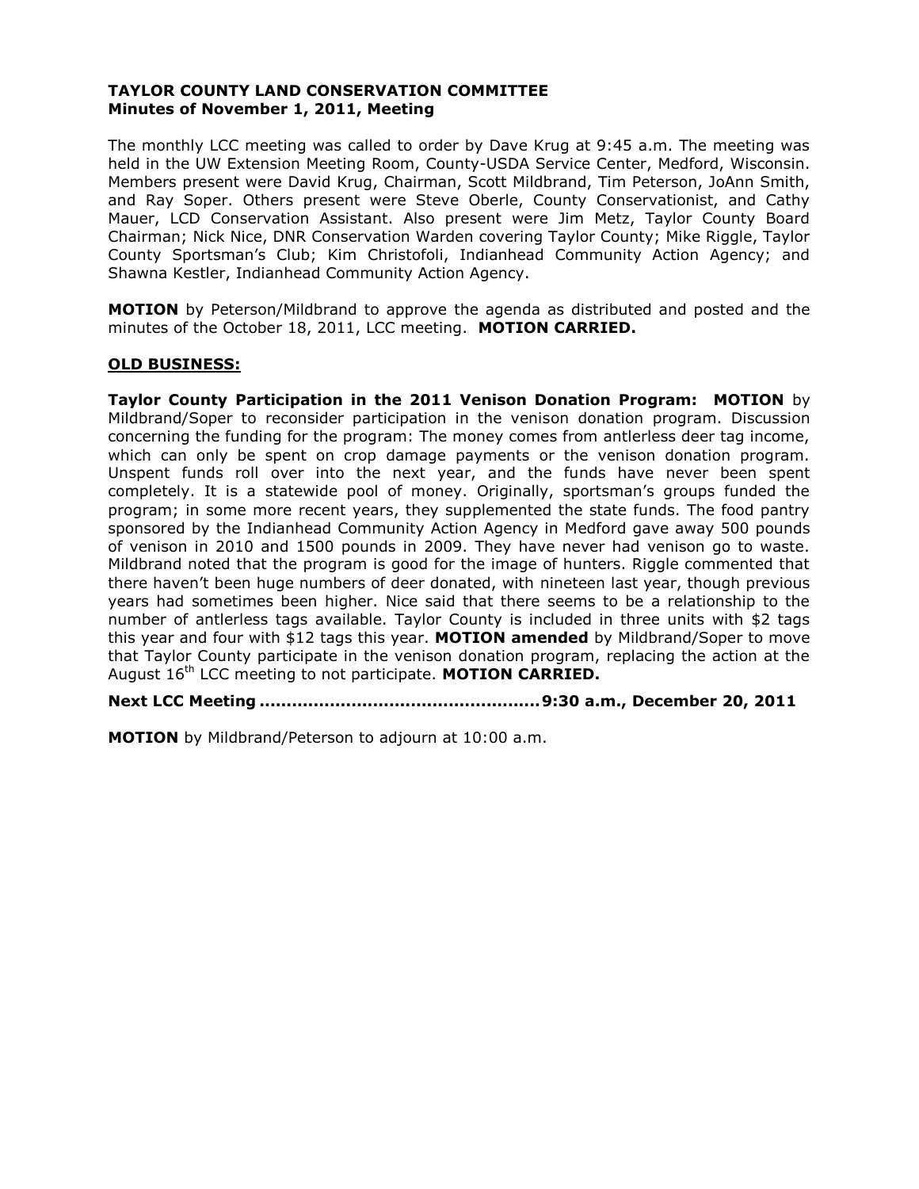**TAYLOR COUNTY LAND CONSERVATION COMMITTEE**
**Minutes of November 1, 2011, Meeting**

The monthly LCC meeting was called to order by Dave Krug at 9:45 a.m. The meeting was held in the UW Extension Meeting Room, County-USDA Service Center, Medford, Wisconsin. Members present were David Krug, Chairman, Scott Mildbrand, Tim Peterson, JoAnn Smith, and Ray Soper. Others present were Steve Oberle, County Conservationist, and Cathy Mauer, LCD Conservation Assistant. Also present were Jim Metz, Taylor County Board Chairman; Nick Nice, DNR Conservation Warden covering Taylor County; Mike Riggle, Taylor County Sportsman's Club; Kim Christofoli, Indianhead Community Action Agency; and Shawna Kestler, Indianhead Community Action Agency.

**MOTION** by Peterson/Mildbrand to approve the agenda as distributed and posted and the minutes of the October 18, 2011, LCC meeting. **MOTION CARRIED.**

**OLD BUSINESS:**

**Taylor County Participation in the 2011 Venison Donation Program: MOTION** by Mildbrand/Soper to reconsider participation in the venison donation program. Discussion concerning the funding for the program: The money comes from antlerless deer tag income, which can only be spent on crop damage payments or the venison donation program. Unspent funds roll over into the next year, and the funds have never been spent completely. It is a statewide pool of money. Originally, sportsman's groups funded the program; in some more recent years, they supplemented the state funds. The food pantry sponsored by the Indianhead Community Action Agency in Medford gave away 500 pounds of venison in 2010 and 1500 pounds in 2009. They have never had venison go to waste. Mildbrand noted that the program is good for the image of hunters. Riggle commented that there haven't been huge numbers of deer donated, with nineteen last year, though previous years had sometimes been higher. Nice said that there seems to be a relationship to the number of antlerless tags available. Taylor County is included in three units with $2 tags this year and four with $12 tags this year. **MOTION amended** by Mildbrand/Soper to move that Taylor County participate in the venison donation program, replacing the action at the August 16th LCC meeting to not participate. **MOTION CARRIED.**

**Next LCC Meeting ................................................. 9:30 a.m., December 20, 2011**

**MOTION** by Mildbrand/Peterson to adjourn at 10:00 a.m.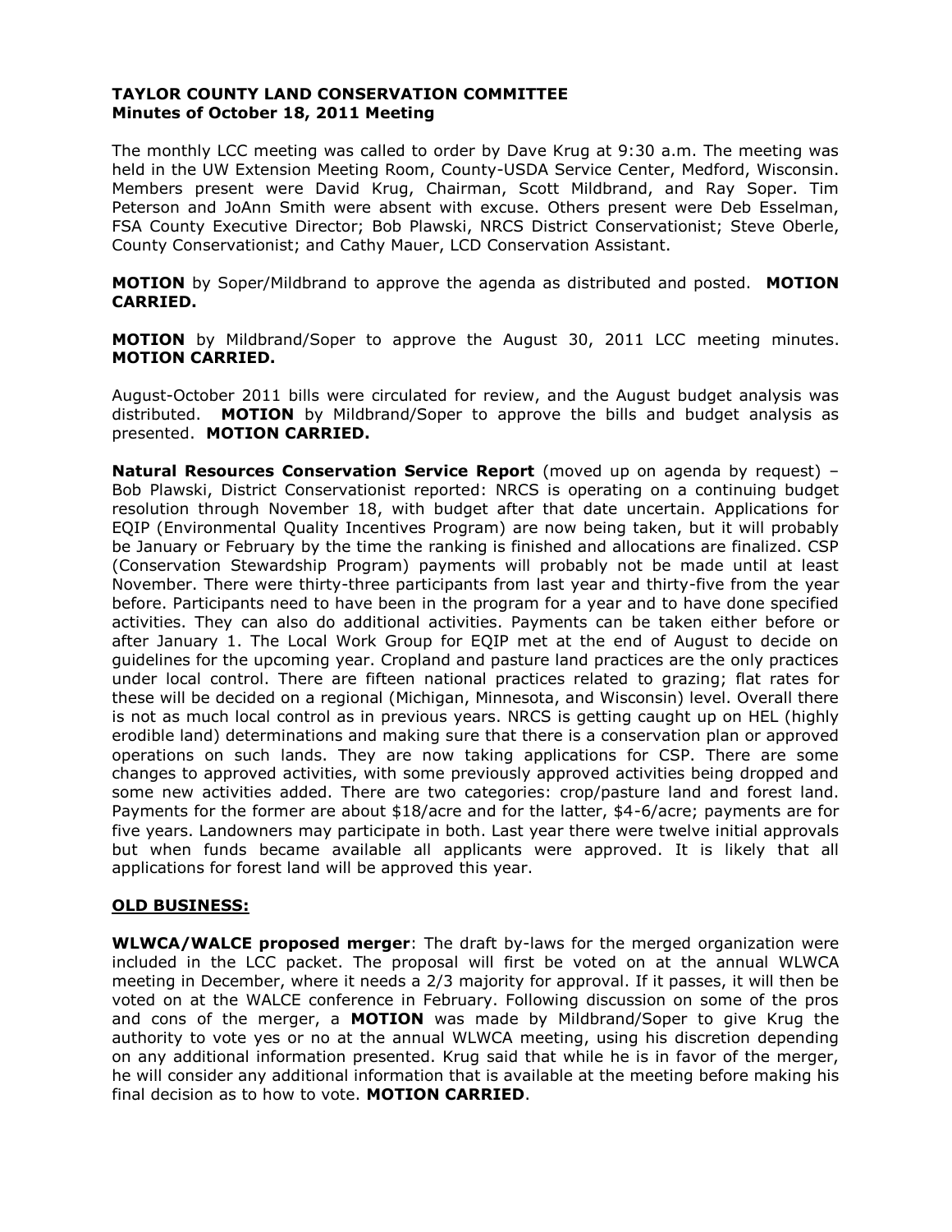**TAYLOR COUNTY LAND CONSERVATION COMMITTEE**
**Minutes of October 18, 2011 Meeting**

The monthly LCC meeting was called to order by Dave Krug at 9:30 a.m. The meeting was held in the UW Extension Meeting Room, County-USDA Service Center, Medford, Wisconsin. Members present were David Krug, Chairman, Scott Mildbrand, and Ray Soper. Tim Peterson and JoAnn Smith were absent with excuse. Others present were Deb Esselman, FSA County Executive Director; Bob Plawski, NRCS District Conservationist; Steve Oberle, County Conservationist; and Cathy Mauer, LCD Conservation Assistant.

**MOTION** by Soper/Mildbrand to approve the agenda as distributed and posted. **MOTION CARRIED.**

**MOTION** by Mildbrand/Soper to approve the August 30, 2011 LCC meeting minutes. **MOTION CARRIED.**

August-October 2011 bills were circulated for review, and the August budget analysis was distributed. **MOTION** by Mildbrand/Soper to approve the bills and budget analysis as presented. **MOTION CARRIED.**

**Natural Resources Conservation Service Report** (moved up on agenda by request) – Bob Plawski, District Conservationist reported: NRCS is operating on a continuing budget resolution through November 18, with budget after that date uncertain. Applications for EQIP (Environmental Quality Incentives Program) are now being taken, but it will probably be January or February by the time the ranking is finished and allocations are finalized. CSP (Conservation Stewardship Program) payments will probably not be made until at least November. There were thirty-three participants from last year and thirty-five from the year before. Participants need to have been in the program for a year and to have done specified activities. They can also do additional activities. Payments can be taken either before or after January 1. The Local Work Group for EQIP met at the end of August to decide on guidelines for the upcoming year. Cropland and pasture land practices are the only practices under local control. There are fifteen national practices related to grazing; flat rates for these will be decided on a regional (Michigan, Minnesota, and Wisconsin) level. Overall there is not as much local control as in previous years. NRCS is getting caught up on HEL (highly erodible land) determinations and making sure that there is a conservation plan or approved operations on such lands. They are now taking applications for CSP. There are some changes to approved activities, with some previously approved activities being dropped and some new activities added. There are two categories: crop/pasture land and forest land. Payments for the former are about $18/acre and for the latter, $4-6/acre; payments are for five years. Landowners may participate in both. Last year there were twelve initial approvals but when funds became available all applicants were approved. It is likely that all applications for forest land will be approved this year.

## OLD BUSINESS:

**WLWCA/WALCE proposed merger**: The draft by-laws for the merged organization were included in the LCC packet. The proposal will first be voted on at the annual WLWCA meeting in December, where it needs a 2/3 majority for approval. If it passes, it will then be voted on at the WALCE conference in February. Following discussion on some of the pros and cons of the merger, a **MOTION** was made by Mildbrand/Soper to give Krug the authority to vote yes or no at the annual WLWCA meeting, using his discretion depending on any additional information presented. Krug said that while he is in favor of the merger, he will consider any additional information that is available at the meeting before making his final decision as to how to vote. **MOTION CARRIED**.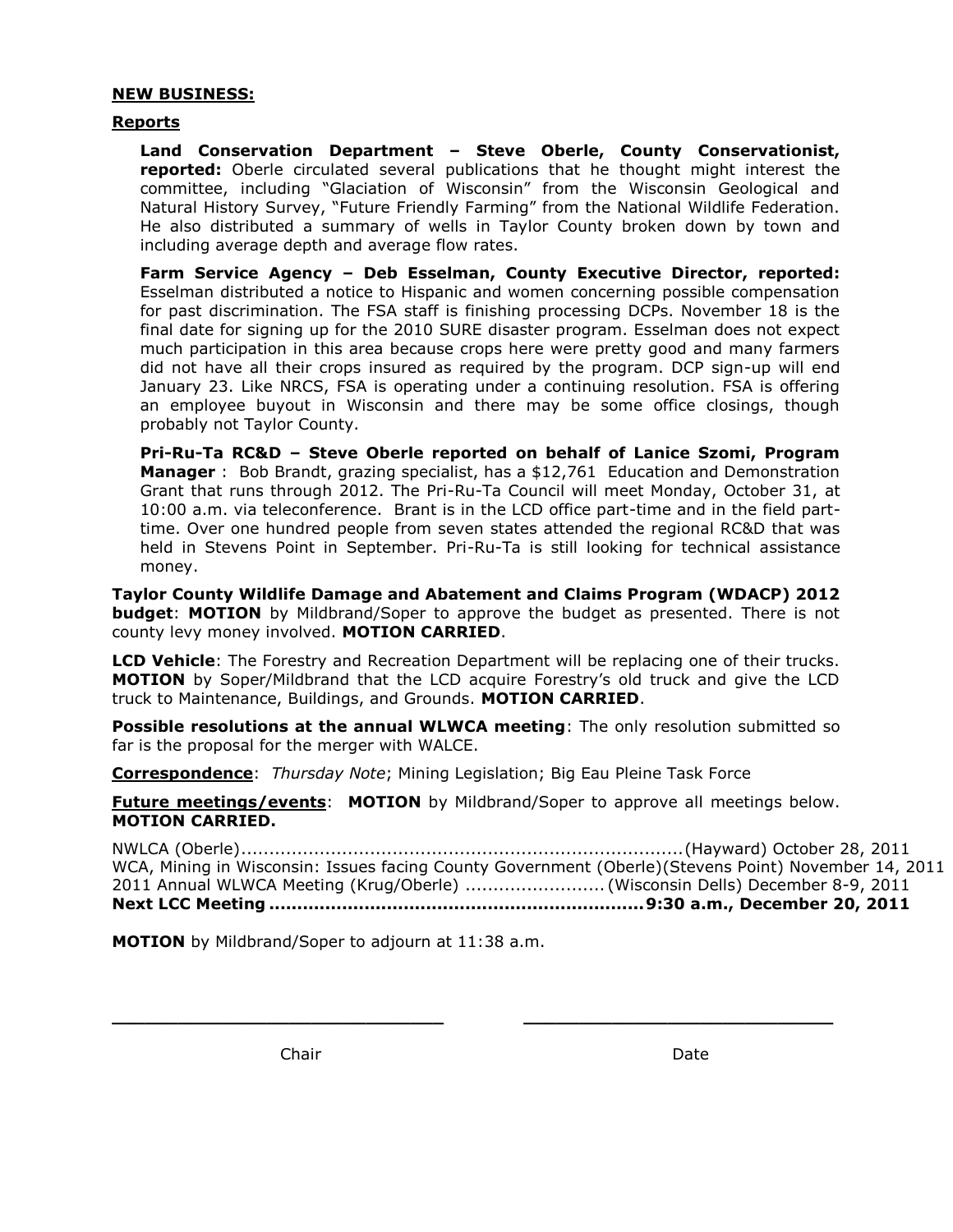**NEW BUSINESS:**

**Reports**

**Land Conservation Department – Steve Oberle, County Conservationist, reported:** Oberle circulated several publications that he thought might interest the committee, including "Glaciation of Wisconsin" from the Wisconsin Geological and Natural History Survey, "Future Friendly Farming" from the National Wildlife Federation. He also distributed a summary of wells in Taylor County broken down by town and including average depth and average flow rates.

**Farm Service Agency – Deb Esselman, County Executive Director, reported:** Esselman distributed a notice to Hispanic and women concerning possible compensation for past discrimination. The FSA staff is finishing processing DCPs. November 18 is the final date for signing up for the 2010 SURE disaster program. Esselman does not expect much participation in this area because crops here were pretty good and many farmers did not have all their crops insured as required by the program. DCP sign-up will end January 23. Like NRCS, FSA is operating under a continuing resolution. FSA is offering an employee buyout in Wisconsin and there may be some office closings, though probably not Taylor County.

**Pri-Ru-Ta RC&D – Steve Oberle reported on behalf of Lanice Szomi, Program Manager** : Bob Brandt, grazing specialist, has a $12,761 Education and Demonstration Grant that runs through 2012. The Pri-Ru-Ta Council will meet Monday, October 31, at 10:00 a.m. via teleconference. Brant is in the LCD office part-time and in the field part-time. Over one hundred people from seven states attended the regional RC&D that was held in Stevens Point in September. Pri-Ru-Ta is still looking for technical assistance money.

**Taylor County Wildlife Damage and Abatement and Claims Program (WDACP) 2012 budget**: **MOTION** by Mildbrand/Soper to approve the budget as presented. There is not county levy money involved. **MOTION CARRIED**.

**LCD Vehicle**: The Forestry and Recreation Department will be replacing one of their trucks. **MOTION** by Soper/Mildbrand that the LCD acquire Forestry's old truck and give the LCD truck to Maintenance, Buildings, and Grounds. **MOTION CARRIED**.

**Possible resolutions at the annual WLWCA meeting**: The only resolution submitted so far is the proposal for the merger with WALCE.

**Correspondence**: *Thursday Note*; Mining Legislation; Big Eau Pleine Task Force

**Future meetings/events**: **MOTION** by Mildbrand/Soper to approve all meetings below. **MOTION CARRIED.**

NWLCA (Oberle)............................................................................(Hayward) October 28, 2011
WCA, Mining in Wisconsin: Issues facing County Government (Oberle)(Stevens Point) November 14, 2011
2011 Annual WLWCA Meeting (Krug/Oberle) ........................ (Wisconsin Dells) December 8-9, 2011
**Next LCC Meeting ..................................................................9:30 a.m., December 20, 2011**

**MOTION** by Mildbrand/Soper to adjourn at 11:38 a.m.

\_\_\_\_\_\_\_\_\_\_\_\_\_\_\_\_\_\_\_\_\_\_\_\_\_\_\_\_\_\_ \_\_\_\_\_\_\_\_\_\_\_\_\_\_\_\_\_\_\_\_\_\_\_\_\_\_\_\_\_\_

Chair Date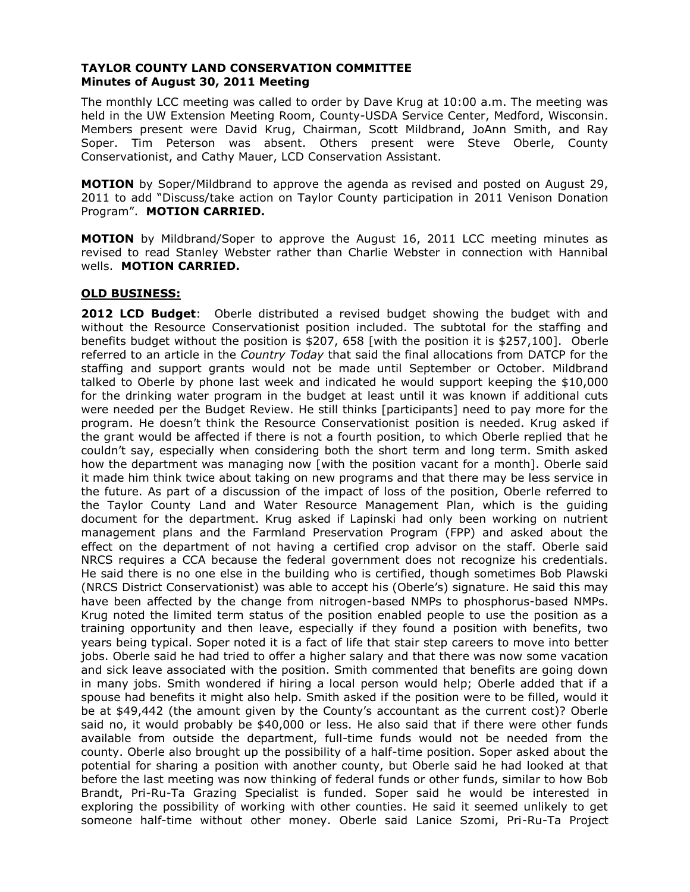**TAYLOR COUNTY LAND CONSERVATION COMMITTEE**
**Minutes of August 30, 2011 Meeting**

The monthly LCC meeting was called to order by Dave Krug at 10:00 a.m. The meeting was held in the UW Extension Meeting Room, County-USDA Service Center, Medford, Wisconsin. Members present were David Krug, Chairman, Scott Mildbrand, JoAnn Smith, and Ray Soper. Tim Peterson was absent. Others present were Steve Oberle, County Conservationist, and Cathy Mauer, LCD Conservation Assistant.

**MOTION** by Soper/Mildbrand to approve the agenda as revised and posted on August 29, 2011 to add "Discuss/take action on Taylor County participation in 2011 Venison Donation Program". **MOTION CARRIED.**

**MOTION** by Mildbrand/Soper to approve the August 16, 2011 LCC meeting minutes as revised to read Stanley Webster rather than Charlie Webster in connection with Hannibal wells. **MOTION CARRIED.**

**OLD BUSINESS:**

**2012 LCD Budget**: Oberle distributed a revised budget showing the budget with and without the Resource Conservationist position included. The subtotal for the staffing and benefits budget without the position is $207, 658 [with the position it is $257,100]. Oberle referred to an article in the *Country Today* that said the final allocations from DATCP for the staffing and support grants would not be made until September or October. Mildbrand talked to Oberle by phone last week and indicated he would support keeping the $10,000 for the drinking water program in the budget at least until it was known if additional cuts were needed per the Budget Review. He still thinks [participants] need to pay more for the program. He doesn't think the Resource Conservationist position is needed. Krug asked if the grant would be affected if there is not a fourth position, to which Oberle replied that he couldn't say, especially when considering both the short term and long term. Smith asked how the department was managing now [with the position vacant for a month]. Oberle said it made him think twice about taking on new programs and that there may be less service in the future. As part of a discussion of the impact of loss of the position, Oberle referred to the Taylor County Land and Water Resource Management Plan, which is the guiding document for the department. Krug asked if Lapinski had only been working on nutrient management plans and the Farmland Preservation Program (FPP) and asked about the effect on the department of not having a certified crop advisor on the staff. Oberle said NRCS requires a CCA because the federal government does not recognize his credentials. He said there is no one else in the building who is certified, though sometimes Bob Plawski (NRCS District Conservationist) was able to accept his (Oberle's) signature. He said this may have been affected by the change from nitrogen-based NMPs to phosphorus-based NMPs. Krug noted the limited term status of the position enabled people to use the position as a training opportunity and then leave, especially if they found a position with benefits, two years being typical. Soper noted it is a fact of life that stair step careers to move into better jobs. Oberle said he had tried to offer a higher salary and that there was now some vacation and sick leave associated with the position. Smith commented that benefits are going down in many jobs. Smith wondered if hiring a local person would help; Oberle added that if a spouse had benefits it might also help. Smith asked if the position were to be filled, would it be at $49,442 (the amount given by the County's accountant as the current cost)? Oberle said no, it would probably be $40,000 or less. He also said that if there were other funds available from outside the department, full-time funds would not be needed from the county. Oberle also brought up the possibility of a half-time position. Soper asked about the potential for sharing a position with another county, but Oberle said he had looked at that before the last meeting was now thinking of federal funds or other funds, similar to how Bob Brandt, Pri-Ru-Ta Grazing Specialist is funded. Soper said he would be interested in exploring the possibility of working with other counties. He said it seemed unlikely to get someone half-time without other money. Oberle said Lanice Szomi, Pri-Ru-Ta Project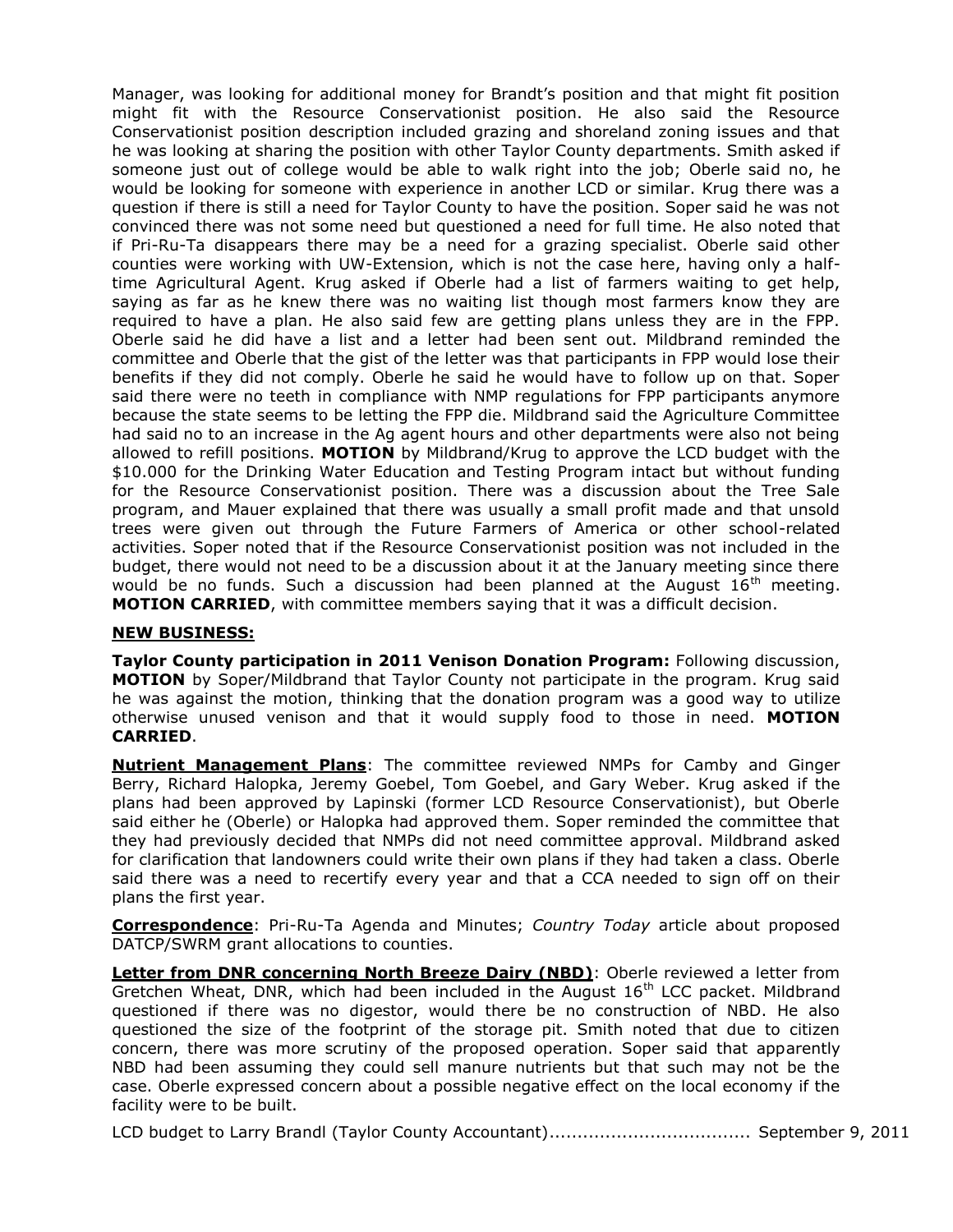Manager, was looking for additional money for Brandt's position and that might fit position might fit with the Resource Conservationist position. He also said the Resource Conservationist position description included grazing and shoreland zoning issues and that he was looking at sharing the position with other Taylor County departments. Smith asked if someone just out of college would be able to walk right into the job; Oberle said no, he would be looking for someone with experience in another LCD or similar. Krug there was a question if there is still a need for Taylor County to have the position. Soper said he was not convinced there was not some need but questioned a need for full time. He also noted that if Pri-Ru-Ta disappears there may be a need for a grazing specialist. Oberle said other counties were working with UW-Extension, which is not the case here, having only a half-time Agricultural Agent. Krug asked if Oberle had a list of farmers waiting to get help, saying as far as he knew there was no waiting list though most farmers know they are required to have a plan. He also said few are getting plans unless they are in the FPP. Oberle said he did have a list and a letter had been sent out. Mildbrand reminded the committee and Oberle that the gist of the letter was that participants in FPP would lose their benefits if they did not comply. Oberle he said he would have to follow up on that. Soper said there were no teeth in compliance with NMP regulations for FPP participants anymore because the state seems to be letting the FPP die. Mildbrand said the Agriculture Committee had said no to an increase in the Ag agent hours and other departments were also not being allowed to refill positions. **MOTION** by Mildbrand/Krug to approve the LCD budget with the $10.000 for the Drinking Water Education and Testing Program intact but without funding for the Resource Conservationist position. There was a discussion about the Tree Sale program, and Mauer explained that there was usually a small profit made and that unsold trees were given out through the Future Farmers of America or other school-related activities. Soper noted that if the Resource Conservationist position was not included in the budget, there would not need to be a discussion about it at the January meeting since there would be no funds. Such a discussion had been planned at the August 16th meeting. **MOTION CARRIED**, with committee members saying that it was a difficult decision.

## NEW BUSINESS:

**Taylor County participation in 2011 Venison Donation Program:** Following discussion, **MOTION** by Soper/Mildbrand that Taylor County not participate in the program. Krug said he was against the motion, thinking that the donation program was a good way to utilize otherwise unused venison and that it would supply food to those in need. **MOTION CARRIED**.

**Nutrient Management Plans**: The committee reviewed NMPs for Camby and Ginger Berry, Richard Halopka, Jeremy Goebel, Tom Goebel, and Gary Weber. Krug asked if the plans had been approved by Lapinski (former LCD Resource Conservationist), but Oberle said either he (Oberle) or Halopka had approved them. Soper reminded the committee that they had previously decided that NMPs did not need committee approval. Mildbrand asked for clarification that landowners could write their own plans if they had taken a class. Oberle said there was a need to recertify every year and that a CCA needed to sign off on their plans the first year.

**Correspondence**: Pri-Ru-Ta Agenda and Minutes; *Country Today* article about proposed DATCP/SWRM grant allocations to counties.

**Letter from DNR concerning North Breeze Dairy (NBD)**: Oberle reviewed a letter from Gretchen Wheat, DNR, which had been included in the August 16th LCC packet. Mildbrand questioned if there was no digestor, would there be no construction of NBD. He also questioned the size of the footprint of the storage pit. Smith noted that due to citizen concern, there was more scrutiny of the proposed operation. Soper said that apparently NBD had been assuming they could sell manure nutrients but that such may not be the case. Oberle expressed concern about a possible negative effect on the local economy if the facility were to be built.

LCD budget to Larry Brandl (Taylor County Accountant)................................... September 9, 2011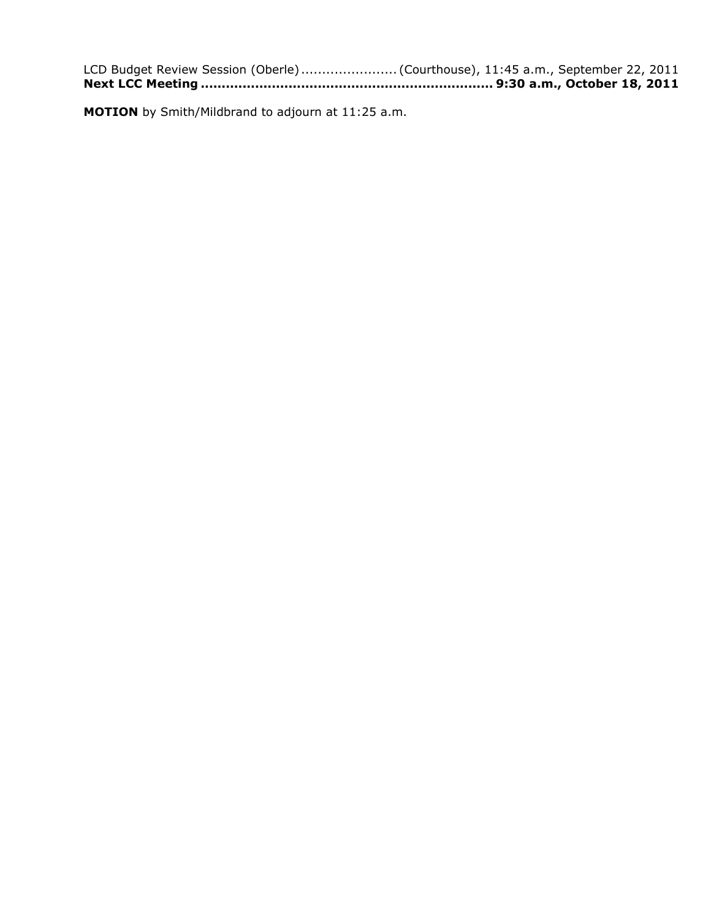LCD Budget Review Session (Oberle) ....................... (Courthouse), 11:45 a.m., September 22, 2011
**Next LCC Meeting ..................................................................... 9:30 a.m., October 18, 2011**

**MOTION** by Smith/Mildbrand to adjourn at 11:25 a.m.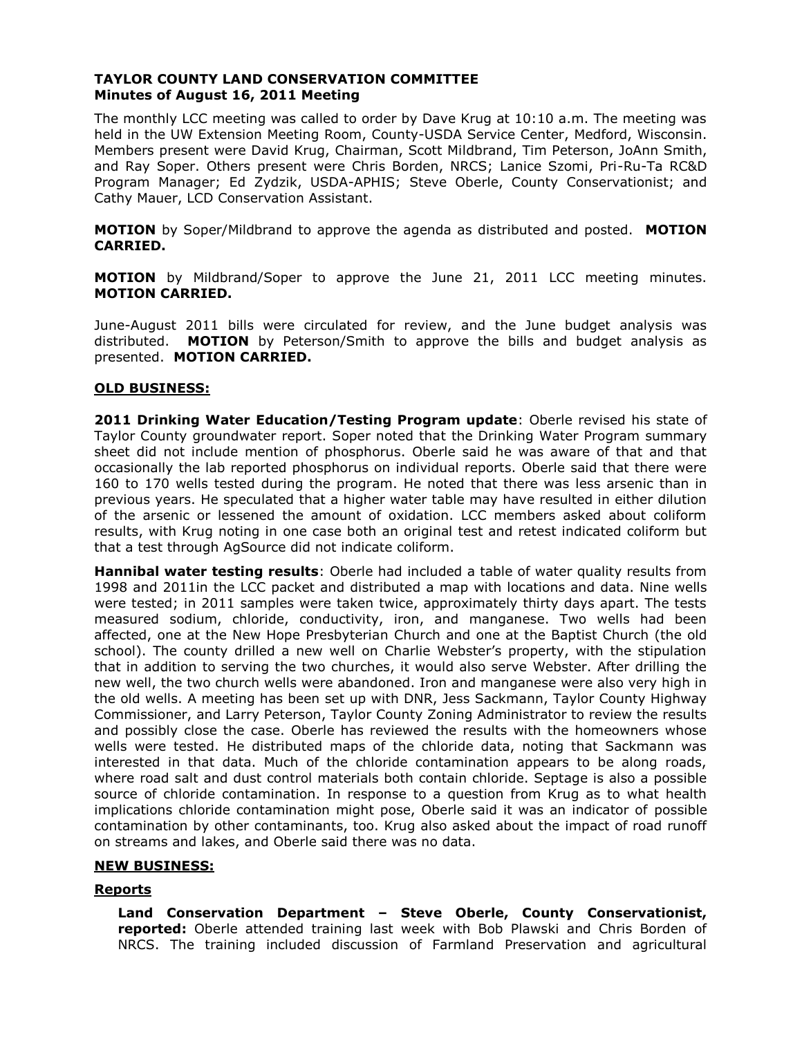**TAYLOR COUNTY LAND CONSERVATION COMMITTEE**
**Minutes of August 16, 2011 Meeting**

The monthly LCC meeting was called to order by Dave Krug at 10:10 a.m. The meeting was held in the UW Extension Meeting Room, County-USDA Service Center, Medford, Wisconsin. Members present were David Krug, Chairman, Scott Mildbrand, Tim Peterson, JoAnn Smith, and Ray Soper. Others present were Chris Borden, NRCS; Lanice Szomi, Pri-Ru-Ta RC&D Program Manager; Ed Zydzik, USDA-APHIS; Steve Oberle, County Conservationist; and Cathy Mauer, LCD Conservation Assistant.

**MOTION** by Soper/Mildbrand to approve the agenda as distributed and posted. **MOTION CARRIED.**

**MOTION** by Mildbrand/Soper to approve the June 21, 2011 LCC meeting minutes. **MOTION CARRIED.**

June-August 2011 bills were circulated for review, and the June budget analysis was distributed. **MOTION** by Peterson/Smith to approve the bills and budget analysis as presented. **MOTION CARRIED.**

**OLD BUSINESS:**

**2011 Drinking Water Education/Testing Program update**: Oberle revised his state of Taylor County groundwater report. Soper noted that the Drinking Water Program summary sheet did not include mention of phosphorus. Oberle said he was aware of that and that occasionally the lab reported phosphorus on individual reports. Oberle said that there were 160 to 170 wells tested during the program. He noted that there was less arsenic than in previous years. He speculated that a higher water table may have resulted in either dilution of the arsenic or lessened the amount of oxidation. LCC members asked about coliform results, with Krug noting in one case both an original test and retest indicated coliform but that a test through AgSource did not indicate coliform.

**Hannibal water testing results**: Oberle had included a table of water quality results from 1998 and 2011in the LCC packet and distributed a map with locations and data. Nine wells were tested; in 2011 samples were taken twice, approximately thirty days apart. The tests measured sodium, chloride, conductivity, iron, and manganese. Two wells had been affected, one at the New Hope Presbyterian Church and one at the Baptist Church (the old school). The county drilled a new well on Charlie Webster's property, with the stipulation that in addition to serving the two churches, it would also serve Webster. After drilling the new well, the two church wells were abandoned. Iron and manganese were also very high in the old wells. A meeting has been set up with DNR, Jess Sackmann, Taylor County Highway Commissioner, and Larry Peterson, Taylor County Zoning Administrator to review the results and possibly close the case. Oberle has reviewed the results with the homeowners whose wells were tested. He distributed maps of the chloride data, noting that Sackmann was interested in that data. Much of the chloride contamination appears to be along roads, where road salt and dust control materials both contain chloride. Septage is also a possible source of chloride contamination. In response to a question from Krug as to what health implications chloride contamination might pose, Oberle said it was an indicator of possible contamination by other contaminants, too. Krug also asked about the impact of road runoff on streams and lakes, and Oberle said there was no data.

**NEW BUSINESS:**

**Reports**

**Land Conservation Department – Steve Oberle, County Conservationist, reported:** Oberle attended training last week with Bob Plawski and Chris Borden of NRCS. The training included discussion of Farmland Preservation and agricultural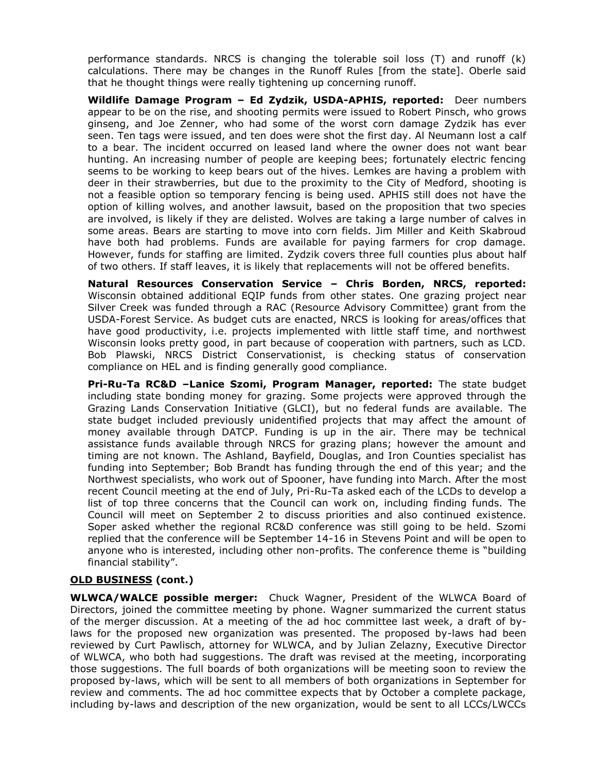performance standards. NRCS is changing the tolerable soil loss (T) and runoff (k) calculations. There may be changes in the Runoff Rules [from the state]. Oberle said that he thought things were really tightening up concerning runoff.

**Wildlife Damage Program – Ed Zydzik, USDA-APHIS, reported:** Deer numbers appear to be on the rise, and shooting permits were issued to Robert Pinsch, who grows ginseng, and Joe Zenner, who had some of the worst corn damage Zydzik has ever seen. Ten tags were issued, and ten does were shot the first day. Al Neumann lost a calf to a bear. The incident occurred on leased land where the owner does not want bear hunting. An increasing number of people are keeping bees; fortunately electric fencing seems to be working to keep bears out of the hives. Lemkes are having a problem with deer in their strawberries, but due to the proximity to the City of Medford, shooting is not a feasible option so temporary fencing is being used. APHIS still does not have the option of killing wolves, and another lawsuit, based on the proposition that two species are involved, is likely if they are delisted. Wolves are taking a large number of calves in some areas. Bears are starting to move into corn fields. Jim Miller and Keith Skabroud have both had problems. Funds are available for paying farmers for crop damage. However, funds for staffing are limited. Zydzik covers three full counties plus about half of two others. If staff leaves, it is likely that replacements will not be offered benefits.

**Natural Resources Conservation Service – Chris Borden, NRCS, reported:** Wisconsin obtained additional EQIP funds from other states. One grazing project near Silver Creek was funded through a RAC (Resource Advisory Committee) grant from the USDA-Forest Service. As budget cuts are enacted, NRCS is looking for areas/offices that have good productivity, i.e. projects implemented with little staff time, and northwest Wisconsin looks pretty good, in part because of cooperation with partners, such as LCD. Bob Plawski, NRCS District Conservationist, is checking status of conservation compliance on HEL and is finding generally good compliance.

**Pri-Ru-Ta RC&D –Lanice Szomi, Program Manager, reported:** The state budget including state bonding money for grazing. Some projects were approved through the Grazing Lands Conservation Initiative (GLCI), but no federal funds are available. The state budget included previously unidentified projects that may affect the amount of money available through DATCP. Funding is up in the air. There may be technical assistance funds available through NRCS for grazing plans; however the amount and timing are not known. The Ashland, Bayfield, Douglas, and Iron Counties specialist has funding into September; Bob Brandt has funding through the end of this year; and the Northwest specialists, who work out of Spooner, have funding into March. After the most recent Council meeting at the end of July, Pri-Ru-Ta asked each of the LCDs to develop a list of top three concerns that the Council can work on, including finding funds. The Council will meet on September 2 to discuss priorities and also continued existence. Soper asked whether the regional RC&D conference was still going to be held. Szomi replied that the conference will be September 14-16 in Stevens Point and will be open to anyone who is interested, including other non-profits. The conference theme is "building financial stability".

## OLD BUSINESS (cont.)

**WLWCA/WALCE possible merger:** Chuck Wagner, President of the WLWCA Board of Directors, joined the committee meeting by phone. Wagner summarized the current status of the merger discussion. At a meeting of the ad hoc committee last week, a draft of by-laws for the proposed new organization was presented. The proposed by-laws had been reviewed by Curt Pawlisch, attorney for WLWCA, and by Julian Zelazny, Executive Director of WLWCA, who both had suggestions. The draft was revised at the meeting, incorporating those suggestions. The full boards of both organizations will be meeting soon to review the proposed by-laws, which will be sent to all members of both organizations in September for review and comments. The ad hoc committee expects that by October a complete package, including by-laws and description of the new organization, would be sent to all LCCs/LWCCs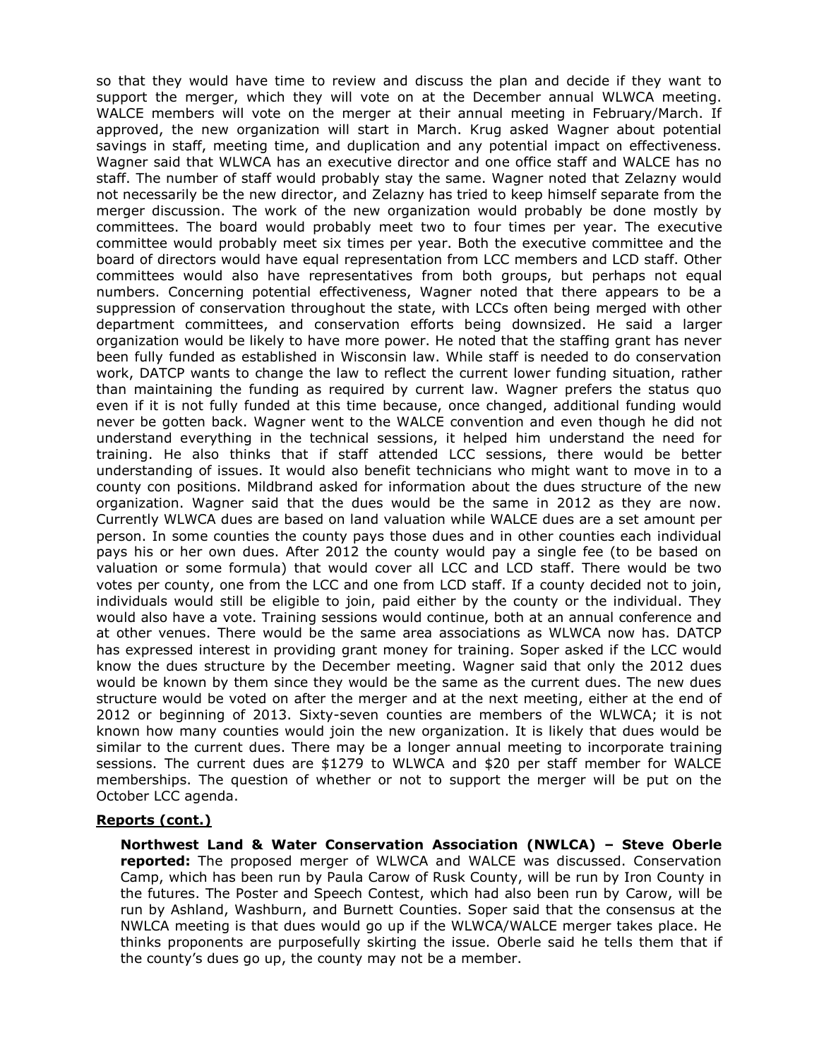so that they would have time to review and discuss the plan and decide if they want to support the merger, which they will vote on at the December annual WLWCA meeting. WALCE members will vote on the merger at their annual meeting in February/March. If approved, the new organization will start in March. Krug asked Wagner about potential savings in staff, meeting time, and duplication and any potential impact on effectiveness. Wagner said that WLWCA has an executive director and one office staff and WALCE has no staff. The number of staff would probably stay the same. Wagner noted that Zelazny would not necessarily be the new director, and Zelazny has tried to keep himself separate from the merger discussion. The work of the new organization would probably be done mostly by committees. The board would probably meet two to four times per year. The executive committee would probably meet six times per year. Both the executive committee and the board of directors would have equal representation from LCC members and LCD staff. Other committees would also have representatives from both groups, but perhaps not equal numbers. Concerning potential effectiveness, Wagner noted that there appears to be a suppression of conservation throughout the state, with LCCs often being merged with other department committees, and conservation efforts being downsized. He said a larger organization would be likely to have more power. He noted that the staffing grant has never been fully funded as established in Wisconsin law. While staff is needed to do conservation work, DATCP wants to change the law to reflect the current lower funding situation, rather than maintaining the funding as required by current law. Wagner prefers the status quo even if it is not fully funded at this time because, once changed, additional funding would never be gotten back. Wagner went to the WALCE convention and even though he did not understand everything in the technical sessions, it helped him understand the need for training. He also thinks that if staff attended LCC sessions, there would be better understanding of issues. It would also benefit technicians who might want to move in to a county con positions. Mildbrand asked for information about the dues structure of the new organization. Wagner said that the dues would be the same in 2012 as they are now. Currently WLWCA dues are based on land valuation while WALCE dues are a set amount per person. In some counties the county pays those dues and in other counties each individual pays his or her own dues. After 2012 the county would pay a single fee (to be based on valuation or some formula) that would cover all LCC and LCD staff. There would be two votes per county, one from the LCC and one from LCD staff. If a county decided not to join, individuals would still be eligible to join, paid either by the county or the individual. They would also have a vote. Training sessions would continue, both at an annual conference and at other venues. There would be the same area associations as WLWCA now has. DATCP has expressed interest in providing grant money for training. Soper asked if the LCC would know the dues structure by the December meeting. Wagner said that only the 2012 dues would be known by them since they would be the same as the current dues. The new dues structure would be voted on after the merger and at the next meeting, either at the end of 2012 or beginning of 2013. Sixty-seven counties are members of the WLWCA; it is not known how many counties would join the new organization. It is likely that dues would be similar to the current dues. There may be a longer annual meeting to incorporate training sessions. The current dues are $1279 to WLWCA and $20 per staff member for WALCE memberships. The question of whether or not to support the merger will be put on the October LCC agenda.

**Reports (cont.)**

**Northwest Land & Water Conservation Association (NWLCA) – Steve Oberle reported:** The proposed merger of WLWCA and WALCE was discussed. Conservation Camp, which has been run by Paula Carow of Rusk County, will be run by Iron County in the futures. The Poster and Speech Contest, which had also been run by Carow, will be run by Ashland, Washburn, and Burnett Counties. Soper said that the consensus at the NWLCA meeting is that dues would go up if the WLWCA/WALCE merger takes place. He thinks proponents are purposefully skirting the issue. Oberle said he tells them that if the county's dues go up, the county may not be a member.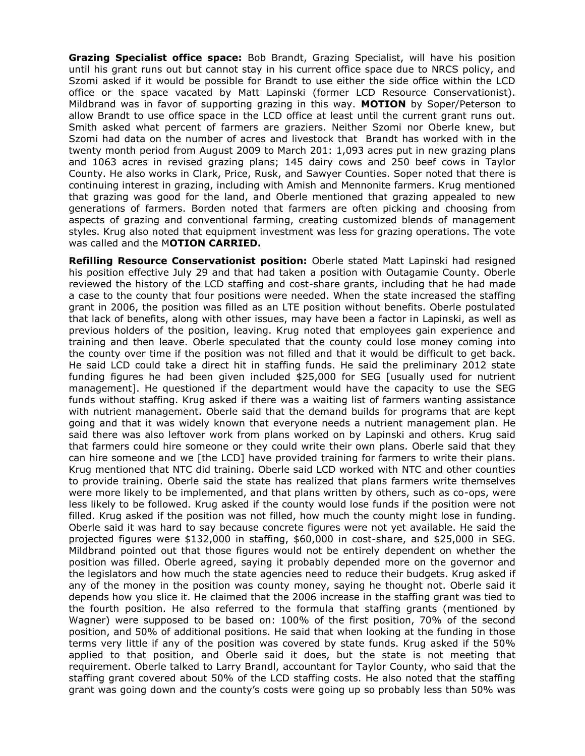**Grazing Specialist office space:** Bob Brandt, Grazing Specialist, will have his position until his grant runs out but cannot stay in his current office space due to NRCS policy, and Szomi asked if it would be possible for Brandt to use either the side office within the LCD office or the space vacated by Matt Lapinski (former LCD Resource Conservationist). Mildbrand was in favor of supporting grazing in this way. **MOTION** by Soper/Peterson to allow Brandt to use office space in the LCD office at least until the current grant runs out. Smith asked what percent of farmers are graziers. Neither Szomi nor Oberle knew, but Szomi had data on the number of acres and livestock that Brandt has worked with in the twenty month period from August 2009 to March 201: 1,093 acres put in new grazing plans and 1063 acres in revised grazing plans; 145 dairy cows and 250 beef cows in Taylor County. He also works in Clark, Price, Rusk, and Sawyer Counties. Soper noted that there is continuing interest in grazing, including with Amish and Mennonite farmers. Krug mentioned that grazing was good for the land, and Oberle mentioned that grazing appealed to new generations of farmers. Borden noted that farmers are often picking and choosing from aspects of grazing and conventional farming, creating customized blends of management styles. Krug also noted that equipment investment was less for grazing operations. The vote was called and the M**OTION CARRIED.**

**Refilling Resource Conservationist position:** Oberle stated Matt Lapinski had resigned his position effective July 29 and that had taken a position with Outagamie County. Oberle reviewed the history of the LCD staffing and cost-share grants, including that he had made a case to the county that four positions were needed. When the state increased the staffing grant in 2006, the position was filled as an LTE position without benefits. Oberle postulated that lack of benefits, along with other issues, may have been a factor in Lapinski, as well as previous holders of the position, leaving. Krug noted that employees gain experience and training and then leave. Oberle speculated that the county could lose money coming into the county over time if the position was not filled and that it would be difficult to get back. He said LCD could take a direct hit in staffing funds. He said the preliminary 2012 state funding figures he had been given included $25,000 for SEG [usually used for nutrient management]. He questioned if the department would have the capacity to use the SEG funds without staffing. Krug asked if there was a waiting list of farmers wanting assistance with nutrient management. Oberle said that the demand builds for programs that are kept going and that it was widely known that everyone needs a nutrient management plan. He said there was also leftover work from plans worked on by Lapinski and others. Krug said that farmers could hire someone or they could write their own plans. Oberle said that they can hire someone and we [the LCD] have provided training for farmers to write their plans. Krug mentioned that NTC did training. Oberle said LCD worked with NTC and other counties to provide training. Oberle said the state has realized that plans farmers write themselves were more likely to be implemented, and that plans written by others, such as co-ops, were less likely to be followed. Krug asked if the county would lose funds if the position were not filled. Krug asked if the position was not filled, how much the county might lose in funding. Oberle said it was hard to say because concrete figures were not yet available. He said the projected figures were $132,000 in staffing, $60,000 in cost-share, and $25,000 in SEG. Mildbrand pointed out that those figures would not be entirely dependent on whether the position was filled. Oberle agreed, saying it probably depended more on the governor and the legislators and how much the state agencies need to reduce their budgets. Krug asked if any of the money in the position was county money, saying he thought not. Oberle said it depends how you slice it. He claimed that the 2006 increase in the staffing grant was tied to the fourth position. He also referred to the formula that staffing grants (mentioned by Wagner) were supposed to be based on: 100% of the first position, 70% of the second position, and 50% of additional positions. He said that when looking at the funding in those terms very little if any of the position was covered by state funds. Krug asked if the 50% applied to that position, and Oberle said it does, but the state is not meeting that requirement. Oberle talked to Larry Brandl, accountant for Taylor County, who said that the staffing grant covered about 50% of the LCD staffing costs. He also noted that the staffing grant was going down and the county's costs were going up so probably less than 50% was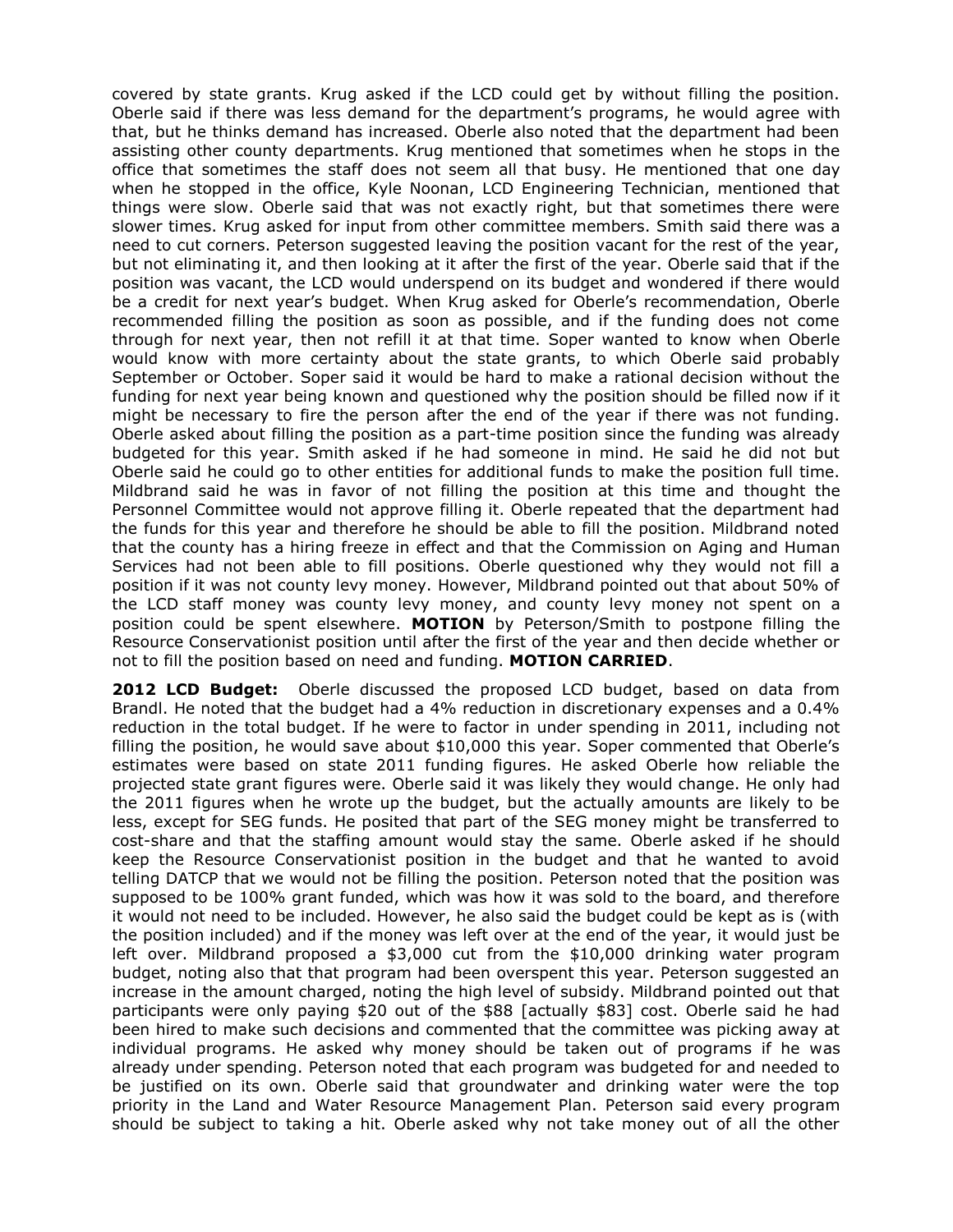covered by state grants. Krug asked if the LCD could get by without filling the position. Oberle said if there was less demand for the department's programs, he would agree with that, but he thinks demand has increased. Oberle also noted that the department had been assisting other county departments. Krug mentioned that sometimes when he stops in the office that sometimes the staff does not seem all that busy. He mentioned that one day when he stopped in the office, Kyle Noonan, LCD Engineering Technician, mentioned that things were slow. Oberle said that was not exactly right, but that sometimes there were slower times. Krug asked for input from other committee members. Smith said there was a need to cut corners. Peterson suggested leaving the position vacant for the rest of the year, but not eliminating it, and then looking at it after the first of the year. Oberle said that if the position was vacant, the LCD would underspend on its budget and wondered if there would be a credit for next year's budget. When Krug asked for Oberle's recommendation, Oberle recommended filling the position as soon as possible, and if the funding does not come through for next year, then not refill it at that time. Soper wanted to know when Oberle would know with more certainty about the state grants, to which Oberle said probably September or October. Soper said it would be hard to make a rational decision without the funding for next year being known and questioned why the position should be filled now if it might be necessary to fire the person after the end of the year if there was not funding. Oberle asked about filling the position as a part-time position since the funding was already budgeted for this year. Smith asked if he had someone in mind. He said he did not but Oberle said he could go to other entities for additional funds to make the position full time. Mildbrand said he was in favor of not filling the position at this time and thought the Personnel Committee would not approve filling it. Oberle repeated that the department had the funds for this year and therefore he should be able to fill the position. Mildbrand noted that the county has a hiring freeze in effect and that the Commission on Aging and Human Services had not been able to fill positions. Oberle questioned why they would not fill a position if it was not county levy money. However, Mildbrand pointed out that about 50% of the LCD staff money was county levy money, and county levy money not spent on a position could be spent elsewhere. **MOTION** by Peterson/Smith to postpone filling the Resource Conservationist position until after the first of the year and then decide whether or not to fill the position based on need and funding. **MOTION CARRIED**.

**2012 LCD Budget:** Oberle discussed the proposed LCD budget, based on data from Brandl. He noted that the budget had a 4% reduction in discretionary expenses and a 0.4% reduction in the total budget. If he were to factor in under spending in 2011, including not filling the position, he would save about $10,000 this year. Soper commented that Oberle's estimates were based on state 2011 funding figures. He asked Oberle how reliable the projected state grant figures were. Oberle said it was likely they would change. He only had the 2011 figures when he wrote up the budget, but the actually amounts are likely to be less, except for SEG funds. He posited that part of the SEG money might be transferred to cost-share and that the staffing amount would stay the same. Oberle asked if he should keep the Resource Conservationist position in the budget and that he wanted to avoid telling DATCP that we would not be filling the position. Peterson noted that the position was supposed to be 100% grant funded, which was how it was sold to the board, and therefore it would not need to be included. However, he also said the budget could be kept as is (with the position included) and if the money was left over at the end of the year, it would just be left over. Mildbrand proposed a $3,000 cut from the $10,000 drinking water program budget, noting also that that program had been overspent this year. Peterson suggested an increase in the amount charged, noting the high level of subsidy. Mildbrand pointed out that participants were only paying $20 out of the $88 [actually $83] cost. Oberle said he had been hired to make such decisions and commented that the committee was picking away at individual programs. He asked why money should be taken out of programs if he was already under spending. Peterson noted that each program was budgeted for and needed to be justified on its own. Oberle said that groundwater and drinking water were the top priority in the Land and Water Resource Management Plan. Peterson said every program should be subject to taking a hit. Oberle asked why not take money out of all the other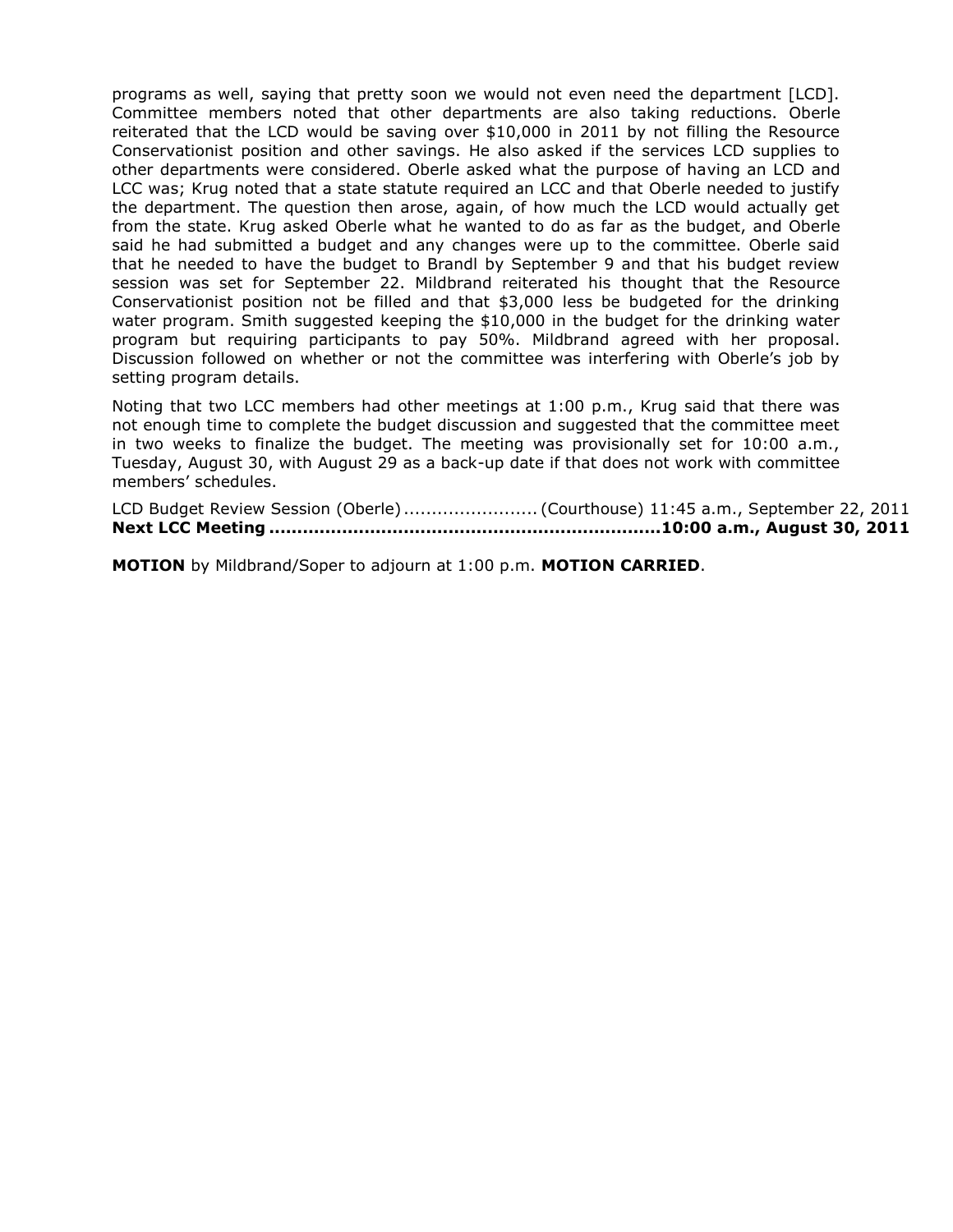programs as well, saying that pretty soon we would not even need the department [LCD]. Committee members noted that other departments are also taking reductions. Oberle reiterated that the LCD would be saving over $10,000 in 2011 by not filling the Resource Conservationist position and other savings. He also asked if the services LCD supplies to other departments were considered. Oberle asked what the purpose of having an LCD and LCC was; Krug noted that a state statute required an LCC and that Oberle needed to justify the department. The question then arose, again, of how much the LCD would actually get from the state. Krug asked Oberle what he wanted to do as far as the budget, and Oberle said he had submitted a budget and any changes were up to the committee. Oberle said that he needed to have the budget to Brandl by September 9 and that his budget review session was set for September 22. Mildbrand reiterated his thought that the Resource Conservationist position not be filled and that $3,000 less be budgeted for the drinking water program. Smith suggested keeping the $10,000 in the budget for the drinking water program but requiring participants to pay 50%. Mildbrand agreed with her proposal. Discussion followed on whether or not the committee was interfering with Oberle's job by setting program details.

Noting that two LCC members had other meetings at 1:00 p.m., Krug said that there was not enough time to complete the budget discussion and suggested that the committee meet in two weeks to finalize the budget. The meeting was provisionally set for 10:00 a.m., Tuesday, August 30, with August 29 as a back-up date if that does not work with committee members' schedules.

LCD Budget Review Session (Oberle) ........................ (Courthouse) 11:45 a.m., September 22, 2011
**Next LCC Meeting ..................................................................... 10:00 a.m., August 30, 2011**

**MOTION** by Mildbrand/Soper to adjourn at 1:00 p.m. **MOTION CARRIED**.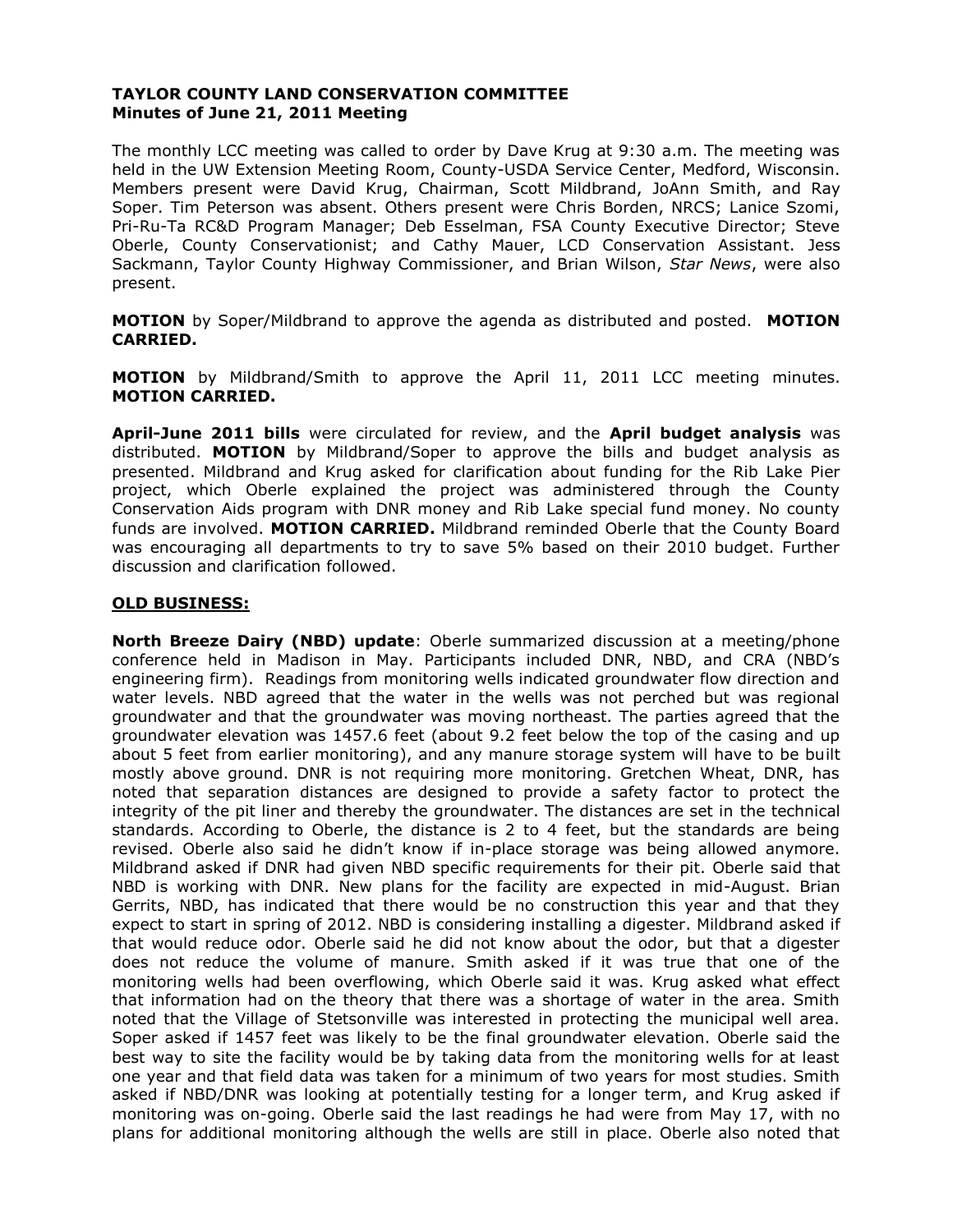**TAYLOR COUNTY LAND CONSERVATION COMMITTEE**
**Minutes of June 21, 2011 Meeting**

The monthly LCC meeting was called to order by Dave Krug at 9:30 a.m. The meeting was held in the UW Extension Meeting Room, County-USDA Service Center, Medford, Wisconsin. Members present were David Krug, Chairman, Scott Mildbrand, JoAnn Smith, and Ray Soper. Tim Peterson was absent. Others present were Chris Borden, NRCS; Lanice Szomi, Pri-Ru-Ta RC&D Program Manager; Deb Esselman, FSA County Executive Director; Steve Oberle, County Conservationist; and Cathy Mauer, LCD Conservation Assistant. Jess Sackmann, Taylor County Highway Commissioner, and Brian Wilson, *Star News*, were also present.

**MOTION** by Soper/Mildbrand to approve the agenda as distributed and posted. **MOTION CARRIED.**

**MOTION** by Mildbrand/Smith to approve the April 11, 2011 LCC meeting minutes. **MOTION CARRIED.**

**April-June 2011 bills** were circulated for review, and the **April budget analysis** was distributed. **MOTION** by Mildbrand/Soper to approve the bills and budget analysis as presented. Mildbrand and Krug asked for clarification about funding for the Rib Lake Pier project, which Oberle explained the project was administered through the County Conservation Aids program with DNR money and Rib Lake special fund money. No county funds are involved. **MOTION CARRIED.** Mildbrand reminded Oberle that the County Board was encouraging all departments to try to save 5% based on their 2010 budget. Further discussion and clarification followed.

**OLD BUSINESS:**

**North Breeze Dairy (NBD) update**: Oberle summarized discussion at a meeting/phone conference held in Madison in May. Participants included DNR, NBD, and CRA (NBD's engineering firm). Readings from monitoring wells indicated groundwater flow direction and water levels. NBD agreed that the water in the wells was not perched but was regional groundwater and that the groundwater was moving northeast. The parties agreed that the groundwater elevation was 1457.6 feet (about 9.2 feet below the top of the casing and up about 5 feet from earlier monitoring), and any manure storage system will have to be built mostly above ground. DNR is not requiring more monitoring. Gretchen Wheat, DNR, has noted that separation distances are designed to provide a safety factor to protect the integrity of the pit liner and thereby the groundwater. The distances are set in the technical standards. According to Oberle, the distance is 2 to 4 feet, but the standards are being revised. Oberle also said he didn't know if in-place storage was being allowed anymore. Mildbrand asked if DNR had given NBD specific requirements for their pit. Oberle said that NBD is working with DNR. New plans for the facility are expected in mid-August. Brian Gerrits, NBD, has indicated that there would be no construction this year and that they expect to start in spring of 2012. NBD is considering installing a digester. Mildbrand asked if that would reduce odor. Oberle said he did not know about the odor, but that a digester does not reduce the volume of manure. Smith asked if it was true that one of the monitoring wells had been overflowing, which Oberle said it was. Krug asked what effect that information had on the theory that there was a shortage of water in the area. Smith noted that the Village of Stetsonville was interested in protecting the municipal well area. Soper asked if 1457 feet was likely to be the final groundwater elevation. Oberle said the best way to site the facility would be by taking data from the monitoring wells for at least one year and that field data was taken for a minimum of two years for most studies. Smith asked if NBD/DNR was looking at potentially testing for a longer term, and Krug asked if monitoring was on-going. Oberle said the last readings he had were from May 17, with no plans for additional monitoring although the wells are still in place. Oberle also noted that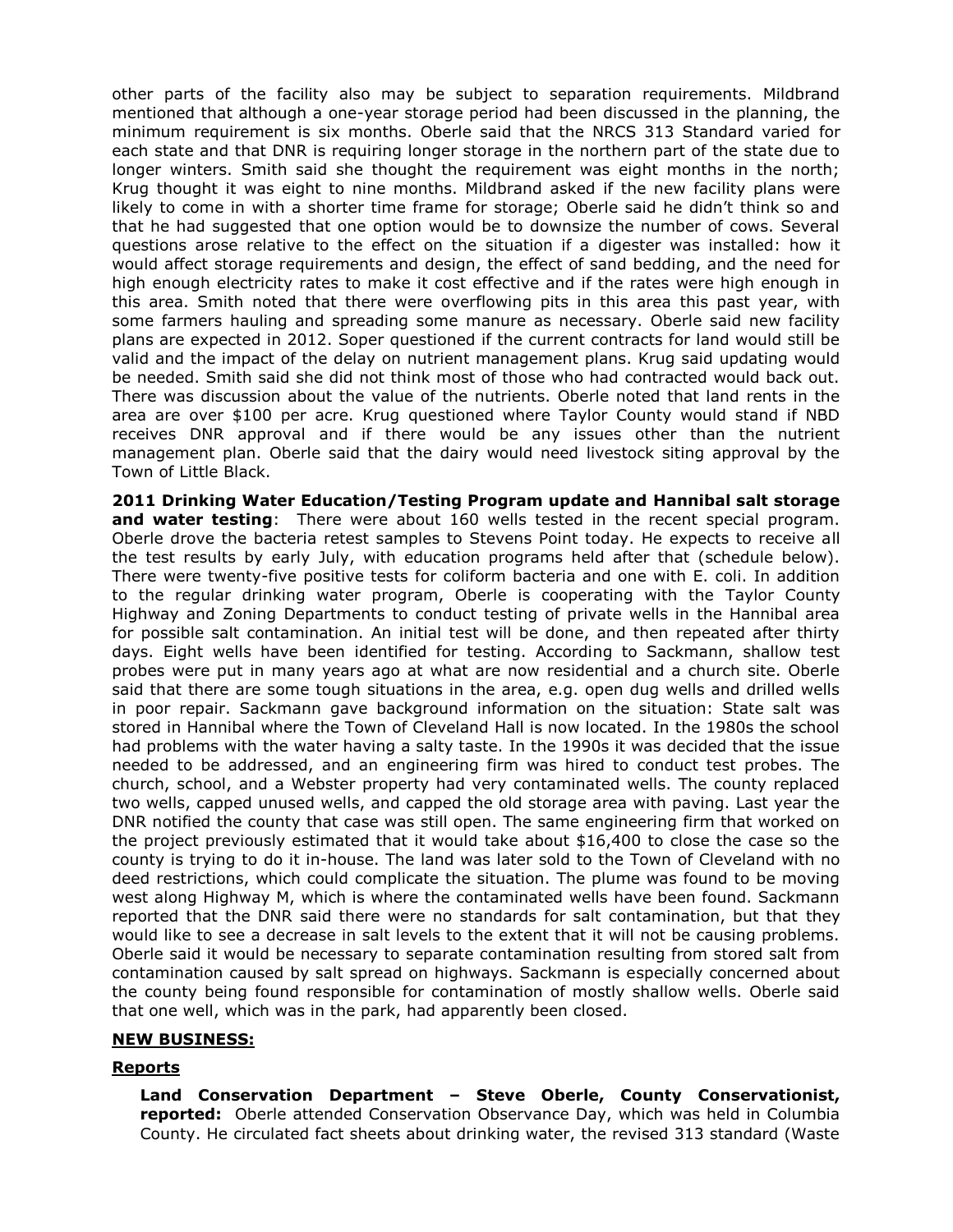other parts of the facility also may be subject to separation requirements. Mildbrand mentioned that although a one-year storage period had been discussed in the planning, the minimum requirement is six months. Oberle said that the NRCS 313 Standard varied for each state and that DNR is requiring longer storage in the northern part of the state due to longer winters. Smith said she thought the requirement was eight months in the north; Krug thought it was eight to nine months. Mildbrand asked if the new facility plans were likely to come in with a shorter time frame for storage; Oberle said he didn't think so and that he had suggested that one option would be to downsize the number of cows. Several questions arose relative to the effect on the situation if a digester was installed: how it would affect storage requirements and design, the effect of sand bedding, and the need for high enough electricity rates to make it cost effective and if the rates were high enough in this area. Smith noted that there were overflowing pits in this area this past year, with some farmers hauling and spreading some manure as necessary. Oberle said new facility plans are expected in 2012. Soper questioned if the current contracts for land would still be valid and the impact of the delay on nutrient management plans. Krug said updating would be needed. Smith said she did not think most of those who had contracted would back out. There was discussion about the value of the nutrients. Oberle noted that land rents in the area are over $100 per acre. Krug questioned where Taylor County would stand if NBD receives DNR approval and if there would be any issues other than the nutrient management plan. Oberle said that the dairy would need livestock siting approval by the Town of Little Black.

**2011 Drinking Water Education/Testing Program update and Hannibal salt storage and water testing**: There were about 160 wells tested in the recent special program. Oberle drove the bacteria retest samples to Stevens Point today. He expects to receive all the test results by early July, with education programs held after that (schedule below). There were twenty-five positive tests for coliform bacteria and one with E. coli. In addition to the regular drinking water program, Oberle is cooperating with the Taylor County Highway and Zoning Departments to conduct testing of private wells in the Hannibal area for possible salt contamination. An initial test will be done, and then repeated after thirty days. Eight wells have been identified for testing. According to Sackmann, shallow test probes were put in many years ago at what are now residential and a church site. Oberle said that there are some tough situations in the area, e.g. open dug wells and drilled wells in poor repair. Sackmann gave background information on the situation: State salt was stored in Hannibal where the Town of Cleveland Hall is now located. In the 1980s the school had problems with the water having a salty taste. In the 1990s it was decided that the issue needed to be addressed, and an engineering firm was hired to conduct test probes. The church, school, and a Webster property had very contaminated wells. The county replaced two wells, capped unused wells, and capped the old storage area with paving. Last year the DNR notified the county that case was still open. The same engineering firm that worked on the project previously estimated that it would take about $16,400 to close the case so the county is trying to do it in-house. The land was later sold to the Town of Cleveland with no deed restrictions, which could complicate the situation. The plume was found to be moving west along Highway M, which is where the contaminated wells have been found. Sackmann reported that the DNR said there were no standards for salt contamination, but that they would like to see a decrease in salt levels to the extent that it will not be causing problems. Oberle said it would be necessary to separate contamination resulting from stored salt from contamination caused by salt spread on highways. Sackmann is especially concerned about the county being found responsible for contamination of mostly shallow wells. Oberle said that one well, which was in the park, had apparently been closed.

## NEW BUSINESS:

### Reports

**Land Conservation Department – Steve Oberle, County Conservationist, reported:** Oberle attended Conservation Observance Day, which was held in Columbia County. He circulated fact sheets about drinking water, the revised 313 standard (Waste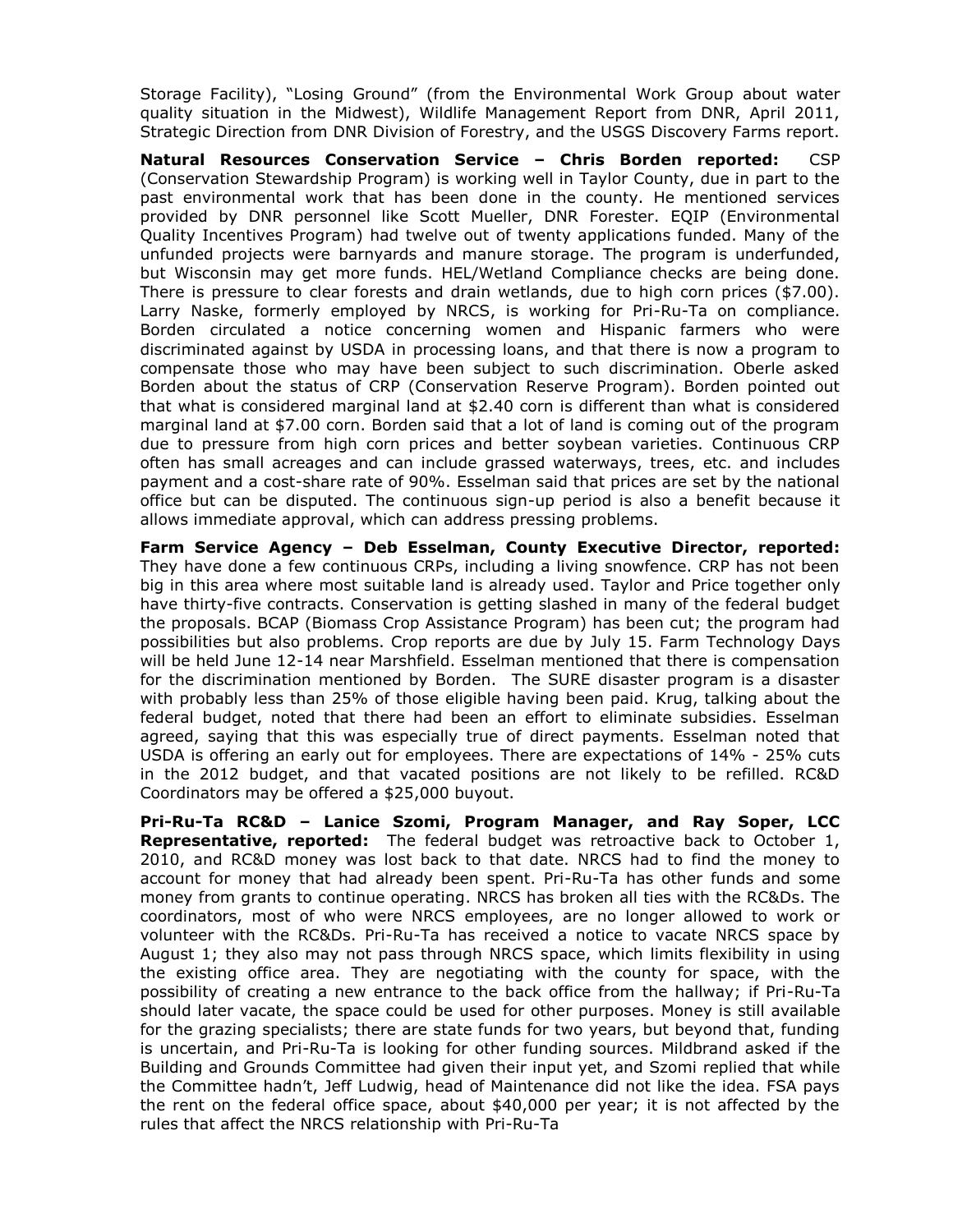Storage Facility), "Losing Ground" (from the Environmental Work Group about water quality situation in the Midwest), Wildlife Management Report from DNR, April 2011, Strategic Direction from DNR Division of Forestry, and the USGS Discovery Farms report.

**Natural Resources Conservation Service – Chris Borden reported:** CSP (Conservation Stewardship Program) is working well in Taylor County, due in part to the past environmental work that has been done in the county. He mentioned services provided by DNR personnel like Scott Mueller, DNR Forester. EQIP (Environmental Quality Incentives Program) had twelve out of twenty applications funded. Many of the unfunded projects were barnyards and manure storage. The program is underfunded, but Wisconsin may get more funds. HEL/Wetland Compliance checks are being done. There is pressure to clear forests and drain wetlands, due to high corn prices ($7.00). Larry Naske, formerly employed by NRCS, is working for Pri-Ru-Ta on compliance. Borden circulated a notice concerning women and Hispanic farmers who were discriminated against by USDA in processing loans, and that there is now a program to compensate those who may have been subject to such discrimination. Oberle asked Borden about the status of CRP (Conservation Reserve Program). Borden pointed out that what is considered marginal land at $2.40 corn is different than what is considered marginal land at $7.00 corn. Borden said that a lot of land is coming out of the program due to pressure from high corn prices and better soybean varieties. Continuous CRP often has small acreages and can include grassed waterways, trees, etc. and includes payment and a cost-share rate of 90%. Esselman said that prices are set by the national office but can be disputed. The continuous sign-up period is also a benefit because it allows immediate approval, which can address pressing problems.

**Farm Service Agency – Deb Esselman, County Executive Director, reported:** They have done a few continuous CRPs, including a living snowfence. CRP has not been big in this area where most suitable land is already used. Taylor and Price together only have thirty-five contracts. Conservation is getting slashed in many of the federal budget the proposals. BCAP (Biomass Crop Assistance Program) has been cut; the program had possibilities but also problems. Crop reports are due by July 15. Farm Technology Days will be held June 12-14 near Marshfield. Esselman mentioned that there is compensation for the discrimination mentioned by Borden. The SURE disaster program is a disaster with probably less than 25% of those eligible having been paid. Krug, talking about the federal budget, noted that there had been an effort to eliminate subsidies. Esselman agreed, saying that this was especially true of direct payments. Esselman noted that USDA is offering an early out for employees. There are expectations of 14% - 25% cuts in the 2012 budget, and that vacated positions are not likely to be refilled. RC&D Coordinators may be offered a $25,000 buyout.

**Pri-Ru-Ta RC&D – Lanice Szomi, Program Manager, and Ray Soper, LCC Representative, reported:** The federal budget was retroactive back to October 1, 2010, and RC&D money was lost back to that date. NRCS had to find the money to account for money that had already been spent. Pri-Ru-Ta has other funds and some money from grants to continue operating. NRCS has broken all ties with the RC&Ds. The coordinators, most of who were NRCS employees, are no longer allowed to work or volunteer with the RC&Ds. Pri-Ru-Ta has received a notice to vacate NRCS space by August 1; they also may not pass through NRCS space, which limits flexibility in using the existing office area. They are negotiating with the county for space, with the possibility of creating a new entrance to the back office from the hallway; if Pri-Ru-Ta should later vacate, the space could be used for other purposes. Money is still available for the grazing specialists; there are state funds for two years, but beyond that, funding is uncertain, and Pri-Ru-Ta is looking for other funding sources. Mildbrand asked if the Building and Grounds Committee had given their input yet, and Szomi replied that while the Committee hadn't, Jeff Ludwig, head of Maintenance did not like the idea. FSA pays the rent on the federal office space, about $40,000 per year; it is not affected by the rules that affect the NRCS relationship with Pri-Ru-Ta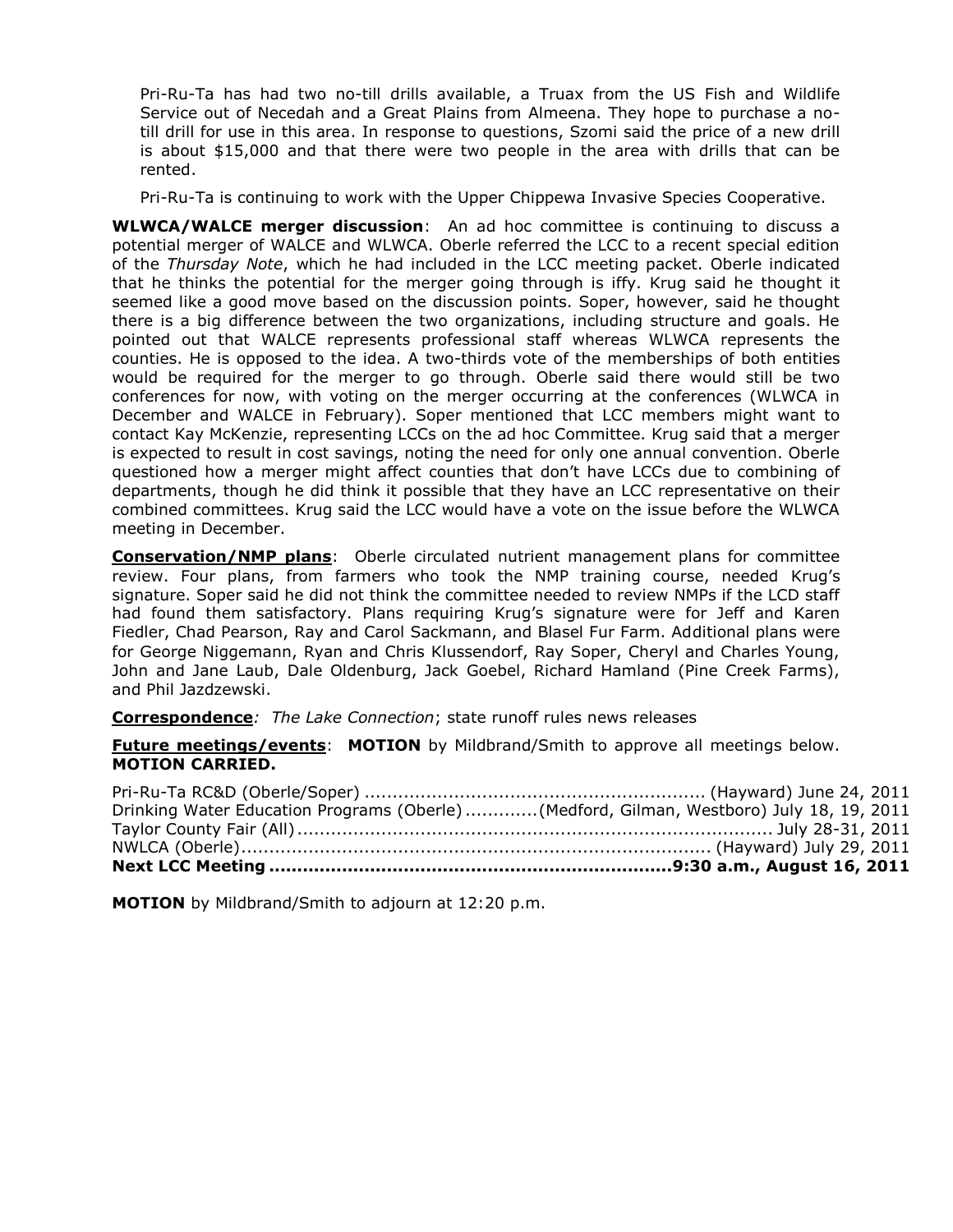Pri-Ru-Ta has had two no-till drills available, a Truax from the US Fish and Wildlife Service out of Necedah and a Great Plains from Almeena. They hope to purchase a no-till drill for use in this area. In response to questions, Szomi said the price of a new drill is about $15,000 and that there were two people in the area with drills that can be rented.

Pri-Ru-Ta is continuing to work with the Upper Chippewa Invasive Species Cooperative.

**WLWCA/WALCE merger discussion**: An ad hoc committee is continuing to discuss a potential merger of WALCE and WLWCA. Oberle referred the LCC to a recent special edition of the *Thursday Note*, which he had included in the LCC meeting packet. Oberle indicated that he thinks the potential for the merger going through is iffy. Krug said he thought it seemed like a good move based on the discussion points. Soper, however, said he thought there is a big difference between the two organizations, including structure and goals. He pointed out that WALCE represents professional staff whereas WLWCA represents the counties. He is opposed to the idea. A two-thirds vote of the memberships of both entities would be required for the merger to go through. Oberle said there would still be two conferences for now, with voting on the merger occurring at the conferences (WLWCA in December and WALCE in February). Soper mentioned that LCC members might want to contact Kay McKenzie, representing LCCs on the ad hoc Committee. Krug said that a merger is expected to result in cost savings, noting the need for only one annual convention. Oberle questioned how a merger might affect counties that don't have LCCs due to combining of departments, though he did think it possible that they have an LCC representative on their combined committees. Krug said the LCC would have a vote on the issue before the WLWCA meeting in December.

**Conservation/NMP plans**: Oberle circulated nutrient management plans for committee review. Four plans, from farmers who took the NMP training course, needed Krug's signature. Soper said he did not think the committee needed to review NMPs if the LCD staff had found them satisfactory. Plans requiring Krug's signature were for Jeff and Karen Fiedler, Chad Pearson, Ray and Carol Sackmann, and Blasel Fur Farm. Additional plans were for George Niggemann, Ryan and Chris Klussendorf, Ray Soper, Cheryl and Charles Young, John and Jane Laub, Dale Oldenburg, Jack Goebel, Richard Hamland (Pine Creek Farms), and Phil Jazdzewski.

**Correspondence***:* *The Lake Connection*; state runoff rules news releases

**Future meetings/events**: **MOTION** by Mildbrand/Smith to approve all meetings below. **MOTION CARRIED.**

Pri-Ru-Ta RC&D (Oberle/Soper) ............................................................ (Hayward) June 24, 2011
Drinking Water Education Programs (Oberle) ............(Medford, Gilman, Westboro) July 18, 19, 2011
Taylor County Fair (All) .................................................................................... July 28-31, 2011
NWLCA (Oberle).................................................................................. (Hayward) July 29, 2011
**Next LCC Meeting ......................................................................9:30 a.m., August 16, 2011**

**MOTION** by Mildbrand/Smith to adjourn at 12:20 p.m.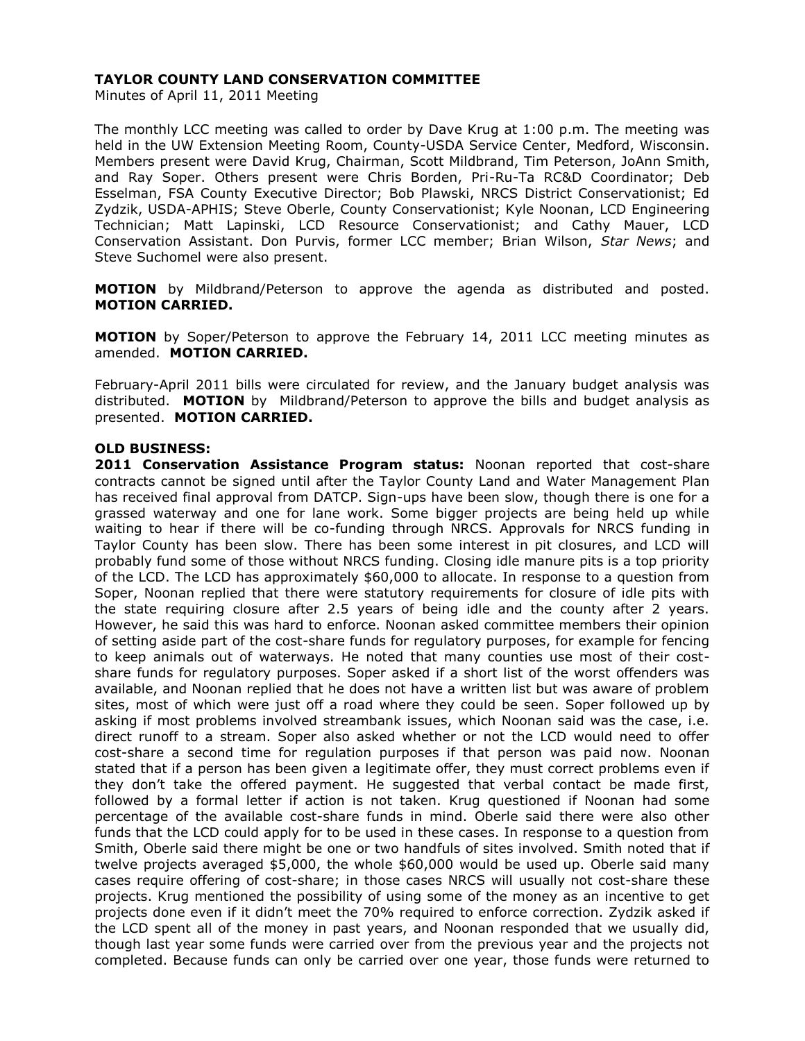**TAYLOR COUNTY LAND CONSERVATION COMMITTEE**

Minutes of April 11, 2011 Meeting

The monthly LCC meeting was called to order by Dave Krug at 1:00 p.m. The meeting was held in the UW Extension Meeting Room, County-USDA Service Center, Medford, Wisconsin. Members present were David Krug, Chairman, Scott Mildbrand, Tim Peterson, JoAnn Smith, and Ray Soper. Others present were Chris Borden, Pri-Ru-Ta RC&D Coordinator; Deb Esselman, FSA County Executive Director; Bob Plawski, NRCS District Conservationist; Ed Zydzik, USDA-APHIS; Steve Oberle, County Conservationist; Kyle Noonan, LCD Engineering Technician; Matt Lapinski, LCD Resource Conservationist; and Cathy Mauer, LCD Conservation Assistant. Don Purvis, former LCC member; Brian Wilson, *Star News*; and Steve Suchomel were also present.

**MOTION** by Mildbrand/Peterson to approve the agenda as distributed and posted. **MOTION CARRIED.**

**MOTION** by Soper/Peterson to approve the February 14, 2011 LCC meeting minutes as amended. **MOTION CARRIED.**

February-April 2011 bills were circulated for review, and the January budget analysis was distributed. **MOTION** by Mildbrand/Peterson to approve the bills and budget analysis as presented. **MOTION CARRIED.**

**OLD BUSINESS:**

**2011 Conservation Assistance Program status:** Noonan reported that cost-share contracts cannot be signed until after the Taylor County Land and Water Management Plan has received final approval from DATCP. Sign-ups have been slow, though there is one for a grassed waterway and one for lane work. Some bigger projects are being held up while waiting to hear if there will be co-funding through NRCS. Approvals for NRCS funding in Taylor County has been slow. There has been some interest in pit closures, and LCD will probably fund some of those without NRCS funding. Closing idle manure pits is a top priority of the LCD. The LCD has approximately $60,000 to allocate. In response to a question from Soper, Noonan replied that there were statutory requirements for closure of idle pits with the state requiring closure after 2.5 years of being idle and the county after 2 years. However, he said this was hard to enforce. Noonan asked committee members their opinion of setting aside part of the cost-share funds for regulatory purposes, for example for fencing to keep animals out of waterways. He noted that many counties use most of their cost-share funds for regulatory purposes. Soper asked if a short list of the worst offenders was available, and Noonan replied that he does not have a written list but was aware of problem sites, most of which were just off a road where they could be seen. Soper followed up by asking if most problems involved streambank issues, which Noonan said was the case, i.e. direct runoff to a stream. Soper also asked whether or not the LCD would need to offer cost-share a second time for regulation purposes if that person was paid now. Noonan stated that if a person has been given a legitimate offer, they must correct problems even if they don't take the offered payment. He suggested that verbal contact be made first, followed by a formal letter if action is not taken. Krug questioned if Noonan had some percentage of the available cost-share funds in mind. Oberle said there were also other funds that the LCD could apply for to be used in these cases. In response to a question from Smith, Oberle said there might be one or two handfuls of sites involved. Smith noted that if twelve projects averaged $5,000, the whole $60,000 would be used up. Oberle said many cases require offering of cost-share; in those cases NRCS will usually not cost-share these projects. Krug mentioned the possibility of using some of the money as an incentive to get projects done even if it didn't meet the 70% required to enforce correction. Zydzik asked if the LCD spent all of the money in past years, and Noonan responded that we usually did, though last year some funds were carried over from the previous year and the projects not completed. Because funds can only be carried over one year, those funds were returned to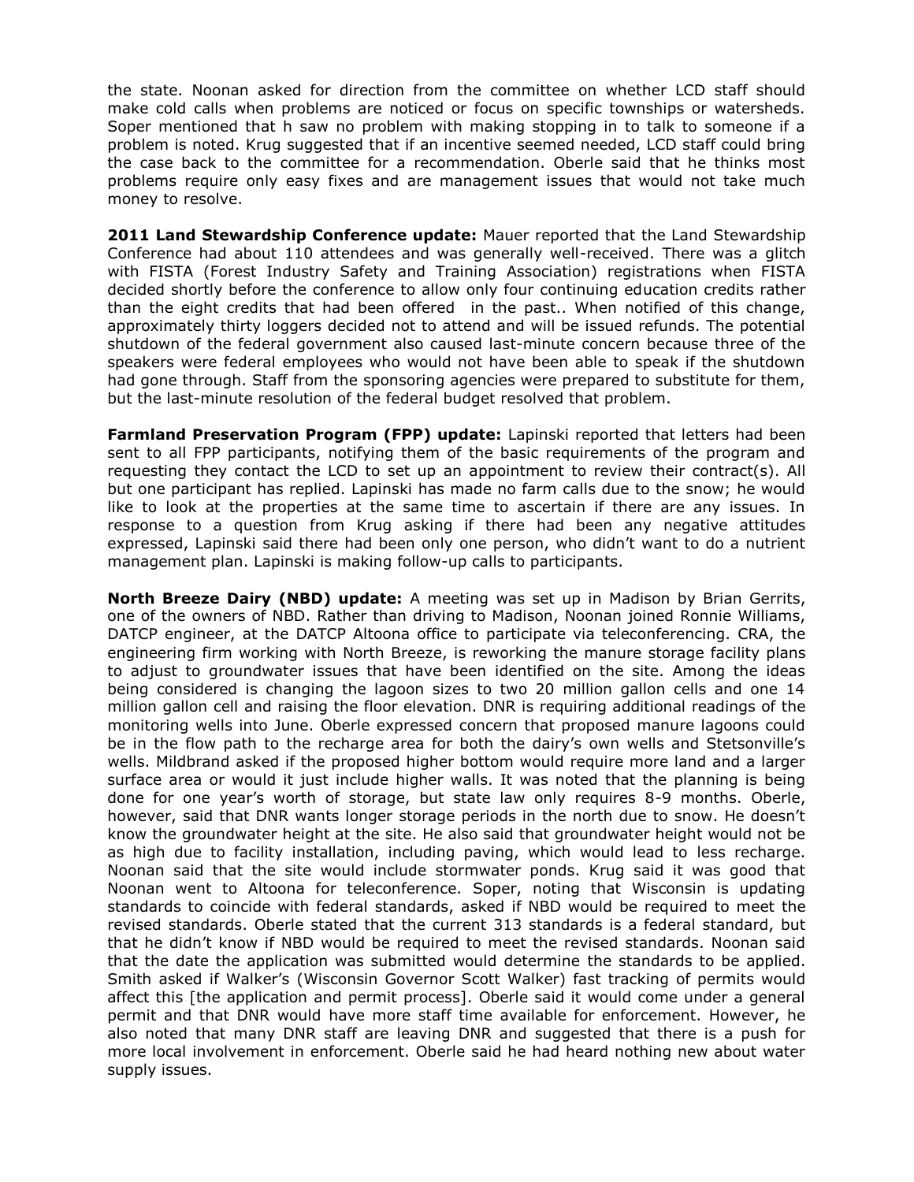the state. Noonan asked for direction from the committee on whether LCD staff should make cold calls when problems are noticed or focus on specific townships or watersheds. Soper mentioned that h saw no problem with making stopping in to talk to someone if a problem is noted. Krug suggested that if an incentive seemed needed, LCD staff could bring the case back to the committee for a recommendation. Oberle said that he thinks most problems require only easy fixes and are management issues that would not take much money to resolve.

**2011 Land Stewardship Conference update:** Mauer reported that the Land Stewardship Conference had about 110 attendees and was generally well-received. There was a glitch with FISTA (Forest Industry Safety and Training Association) registrations when FISTA decided shortly before the conference to allow only four continuing education credits rather than the eight credits that had been offered in the past.. When notified of this change, approximately thirty loggers decided not to attend and will be issued refunds. The potential shutdown of the federal government also caused last-minute concern because three of the speakers were federal employees who would not have been able to speak if the shutdown had gone through. Staff from the sponsoring agencies were prepared to substitute for them, but the last-minute resolution of the federal budget resolved that problem.

**Farmland Preservation Program (FPP) update:** Lapinski reported that letters had been sent to all FPP participants, notifying them of the basic requirements of the program and requesting they contact the LCD to set up an appointment to review their contract(s). All but one participant has replied. Lapinski has made no farm calls due to the snow; he would like to look at the properties at the same time to ascertain if there are any issues. In response to a question from Krug asking if there had been any negative attitudes expressed, Lapinski said there had been only one person, who didn't want to do a nutrient management plan. Lapinski is making follow-up calls to participants.

**North Breeze Dairy (NBD) update:** A meeting was set up in Madison by Brian Gerrits, one of the owners of NBD. Rather than driving to Madison, Noonan joined Ronnie Williams, DATCP engineer, at the DATCP Altoona office to participate via teleconferencing. CRA, the engineering firm working with North Breeze, is reworking the manure storage facility plans to adjust to groundwater issues that have been identified on the site. Among the ideas being considered is changing the lagoon sizes to two 20 million gallon cells and one 14 million gallon cell and raising the floor elevation. DNR is requiring additional readings of the monitoring wells into June. Oberle expressed concern that proposed manure lagoons could be in the flow path to the recharge area for both the dairy's own wells and Stetsonville's wells. Mildbrand asked if the proposed higher bottom would require more land and a larger surface area or would it just include higher walls. It was noted that the planning is being done for one year's worth of storage, but state law only requires 8-9 months. Oberle, however, said that DNR wants longer storage periods in the north due to snow. He doesn't know the groundwater height at the site. He also said that groundwater height would not be as high due to facility installation, including paving, which would lead to less recharge. Noonan said that the site would include stormwater ponds. Krug said it was good that Noonan went to Altoona for teleconference. Soper, noting that Wisconsin is updating standards to coincide with federal standards, asked if NBD would be required to meet the revised standards. Oberle stated that the current 313 standards is a federal standard, but that he didn't know if NBD would be required to meet the revised standards. Noonan said that the date the application was submitted would determine the standards to be applied. Smith asked if Walker's (Wisconsin Governor Scott Walker) fast tracking of permits would affect this [the application and permit process]. Oberle said it would come under a general permit and that DNR would have more staff time available for enforcement. However, he also noted that many DNR staff are leaving DNR and suggested that there is a push for more local involvement in enforcement. Oberle said he had heard nothing new about water supply issues.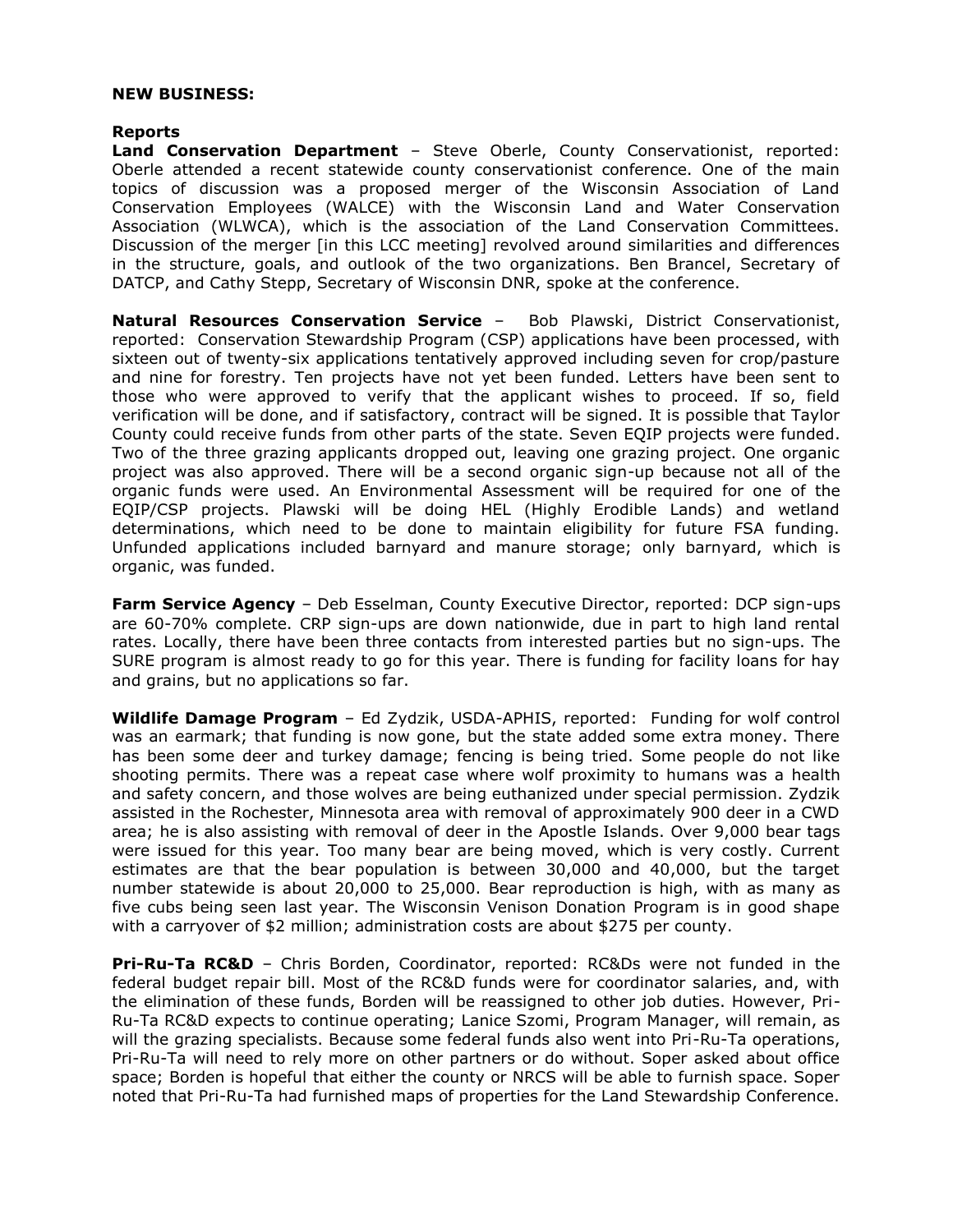**NEW BUSINESS:**

**Reports**

**Land Conservation Department** – Steve Oberle, County Conservationist, reported: Oberle attended a recent statewide county conservationist conference. One of the main topics of discussion was a proposed merger of the Wisconsin Association of Land Conservation Employees (WALCE) with the Wisconsin Land and Water Conservation Association (WLWCA), which is the association of the Land Conservation Committees. Discussion of the merger [in this LCC meeting] revolved around similarities and differences in the structure, goals, and outlook of the two organizations. Ben Brancel, Secretary of DATCP, and Cathy Stepp, Secretary of Wisconsin DNR, spoke at the conference.

**Natural Resources Conservation Service** – Bob Plawski, District Conservationist, reported: Conservation Stewardship Program (CSP) applications have been processed, with sixteen out of twenty-six applications tentatively approved including seven for crop/pasture and nine for forestry. Ten projects have not yet been funded. Letters have been sent to those who were approved to verify that the applicant wishes to proceed. If so, field verification will be done, and if satisfactory, contract will be signed. It is possible that Taylor County could receive funds from other parts of the state. Seven EQIP projects were funded. Two of the three grazing applicants dropped out, leaving one grazing project. One organic project was also approved. There will be a second organic sign-up because not all of the organic funds were used. An Environmental Assessment will be required for one of the EQIP/CSP projects. Plawski will be doing HEL (Highly Erodible Lands) and wetland determinations, which need to be done to maintain eligibility for future FSA funding. Unfunded applications included barnyard and manure storage; only barnyard, which is organic, was funded.

**Farm Service Agency** – Deb Esselman, County Executive Director, reported: DCP sign-ups are 60-70% complete. CRP sign-ups are down nationwide, due in part to high land rental rates. Locally, there have been three contacts from interested parties but no sign-ups. The SURE program is almost ready to go for this year. There is funding for facility loans for hay and grains, but no applications so far.

**Wildlife Damage Program** – Ed Zydzik, USDA-APHIS, reported: Funding for wolf control was an earmark; that funding is now gone, but the state added some extra money. There has been some deer and turkey damage; fencing is being tried. Some people do not like shooting permits. There was a repeat case where wolf proximity to humans was a health and safety concern, and those wolves are being euthanized under special permission. Zydzik assisted in the Rochester, Minnesota area with removal of approximately 900 deer in a CWD area; he is also assisting with removal of deer in the Apostle Islands. Over 9,000 bear tags were issued for this year. Too many bear are being moved, which is very costly. Current estimates are that the bear population is between 30,000 and 40,000, but the target number statewide is about 20,000 to 25,000. Bear reproduction is high, with as many as five cubs being seen last year. The Wisconsin Venison Donation Program is in good shape with a carryover of $2 million; administration costs are about $275 per county.

**Pri-Ru-Ta RC&D** – Chris Borden, Coordinator, reported: RC&Ds were not funded in the federal budget repair bill. Most of the RC&D funds were for coordinator salaries, and, with the elimination of these funds, Borden will be reassigned to other job duties. However, Pri-Ru-Ta RC&D expects to continue operating; Lanice Szomi, Program Manager, will remain, as will the grazing specialists. Because some federal funds also went into Pri-Ru-Ta operations, Pri-Ru-Ta will need to rely more on other partners or do without. Soper asked about office space; Borden is hopeful that either the county or NRCS will be able to furnish space. Soper noted that Pri-Ru-Ta had furnished maps of properties for the Land Stewardship Conference.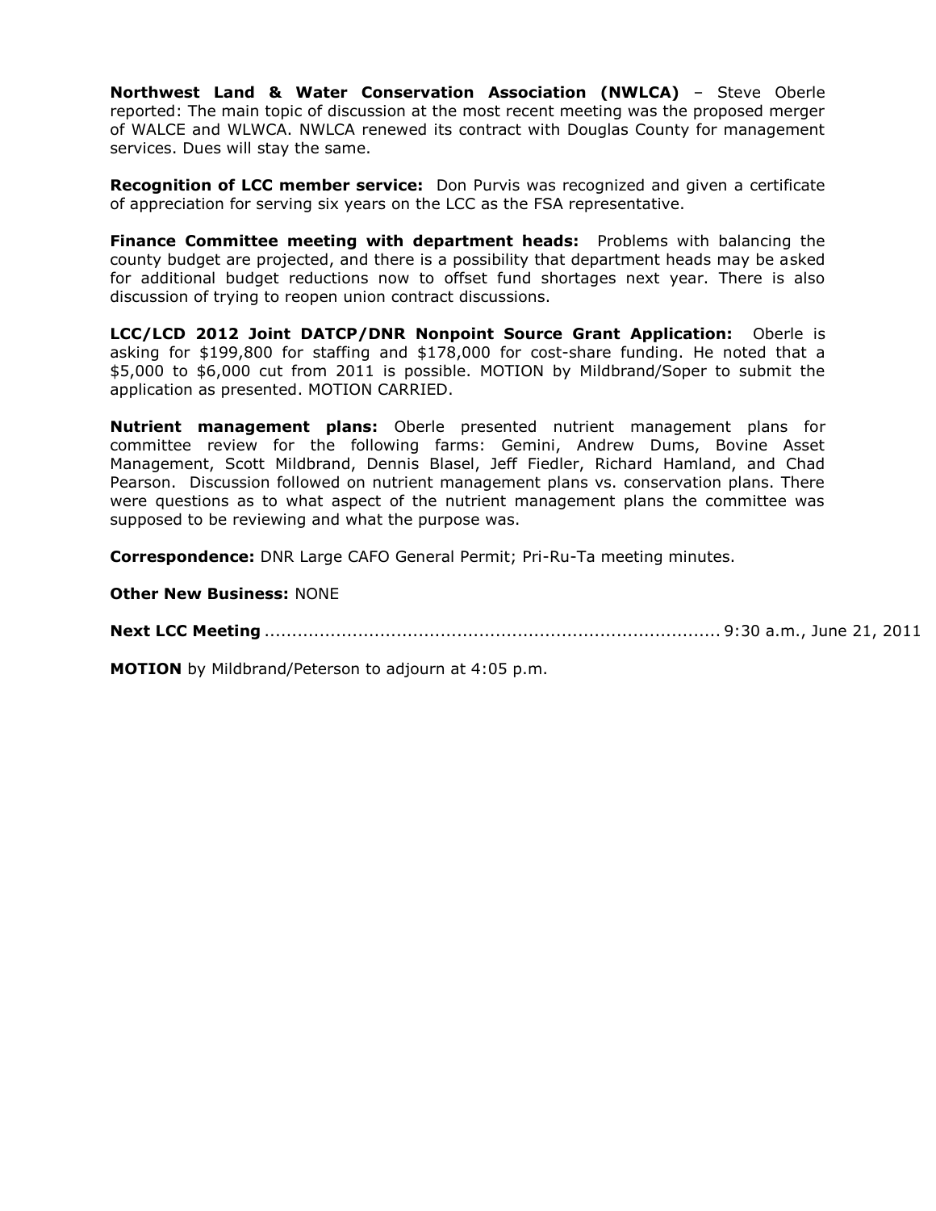**Northwest Land & Water Conservation Association (NWLCA)** – Steve Oberle reported: The main topic of discussion at the most recent meeting was the proposed merger of WALCE and WLWCA. NWLCA renewed its contract with Douglas County for management services. Dues will stay the same.

**Recognition of LCC member service:** Don Purvis was recognized and given a certificate of appreciation for serving six years on the LCC as the FSA representative.

**Finance Committee meeting with department heads:** Problems with balancing the county budget are projected, and there is a possibility that department heads may be asked for additional budget reductions now to offset fund shortages next year. There is also discussion of trying to reopen union contract discussions.

**LCC/LCD 2012 Joint DATCP/DNR Nonpoint Source Grant Application:** Oberle is asking for $199,800 for staffing and $178,000 for cost-share funding. He noted that a $5,000 to $6,000 cut from 2011 is possible. MOTION by Mildbrand/Soper to submit the application as presented. MOTION CARRIED.

**Nutrient management plans:** Oberle presented nutrient management plans for committee review for the following farms: Gemini, Andrew Dums, Bovine Asset Management, Scott Mildbrand, Dennis Blasel, Jeff Fiedler, Richard Hamland, and Chad Pearson. Discussion followed on nutrient management plans vs. conservation plans. There were questions as to what aspect of the nutrient management plans the committee was supposed to be reviewing and what the purpose was.

**Correspondence:** DNR Large CAFO General Permit; Pri-Ru-Ta meeting minutes.

**Other New Business:** NONE

**Next LCC Meeting** .................................................................................. 9:30 a.m., June 21, 2011

**MOTION** by Mildbrand/Peterson to adjourn at 4:05 p.m.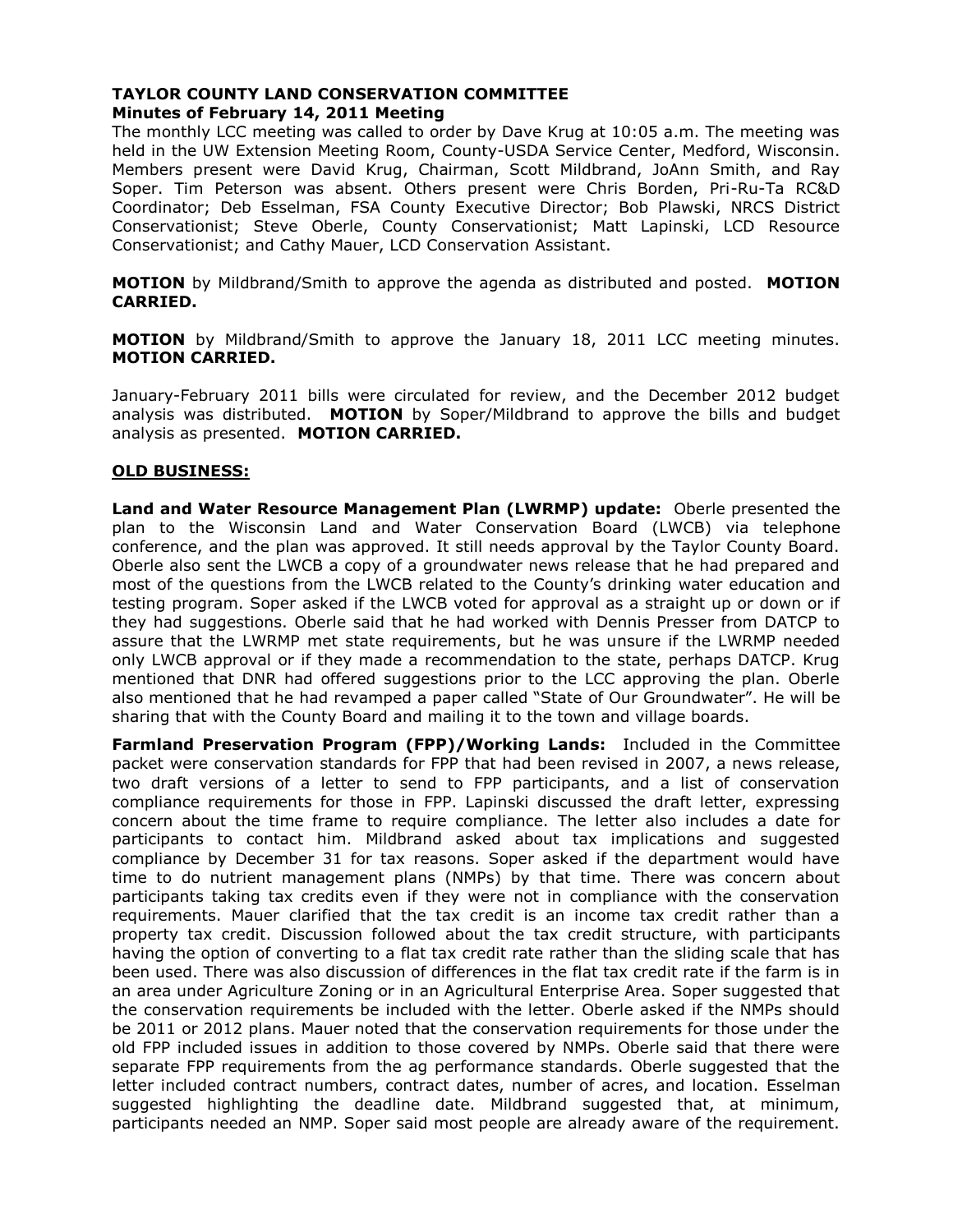# TAYLOR COUNTY LAND CONSERVATION COMMITTEE

## Minutes of February 14, 2011 Meeting

The monthly LCC meeting was called to order by Dave Krug at 10:05 a.m. The meeting was held in the UW Extension Meeting Room, County-USDA Service Center, Medford, Wisconsin. Members present were David Krug, Chairman, Scott Mildbrand, JoAnn Smith, and Ray Soper. Tim Peterson was absent. Others present were Chris Borden, Pri-Ru-Ta RC&D Coordinator; Deb Esselman, FSA County Executive Director; Bob Plawski, NRCS District Conservationist; Steve Oberle, County Conservationist; Matt Lapinski, LCD Resource Conservationist; and Cathy Mauer, LCD Conservation Assistant.

**MOTION** by Mildbrand/Smith to approve the agenda as distributed and posted. **MOTION CARRIED.**

**MOTION** by Mildbrand/Smith to approve the January 18, 2011 LCC meeting minutes. **MOTION CARRIED.**

January-February 2011 bills were circulated for review, and the December 2012 budget analysis was distributed. **MOTION** by Soper/Mildbrand to approve the bills and budget analysis as presented. **MOTION CARRIED.**

## OLD BUSINESS:

**Land and Water Resource Management Plan (LWRMP) update:** Oberle presented the plan to the Wisconsin Land and Water Conservation Board (LWCB) via telephone conference, and the plan was approved. It still needs approval by the Taylor County Board. Oberle also sent the LWCB a copy of a groundwater news release that he had prepared and most of the questions from the LWCB related to the County's drinking water education and testing program. Soper asked if the LWCB voted for approval as a straight up or down or if they had suggestions. Oberle said that he had worked with Dennis Presser from DATCP to assure that the LWRMP met state requirements, but he was unsure if the LWRMP needed only LWCB approval or if they made a recommendation to the state, perhaps DATCP. Krug mentioned that DNR had offered suggestions prior to the LCC approving the plan. Oberle also mentioned that he had revamped a paper called "State of Our Groundwater". He will be sharing that with the County Board and mailing it to the town and village boards.

**Farmland Preservation Program (FPP)/Working Lands:** Included in the Committee packet were conservation standards for FPP that had been revised in 2007, a news release, two draft versions of a letter to send to FPP participants, and a list of conservation compliance requirements for those in FPP. Lapinski discussed the draft letter, expressing concern about the time frame to require compliance. The letter also includes a date for participants to contact him. Mildbrand asked about tax implications and suggested compliance by December 31 for tax reasons. Soper asked if the department would have time to do nutrient management plans (NMPs) by that time. There was concern about participants taking tax credits even if they were not in compliance with the conservation requirements. Mauer clarified that the tax credit is an income tax credit rather than a property tax credit. Discussion followed about the tax credit structure, with participants having the option of converting to a flat tax credit rate rather than the sliding scale that has been used. There was also discussion of differences in the flat tax credit rate if the farm is in an area under Agriculture Zoning or in an Agricultural Enterprise Area. Soper suggested that the conservation requirements be included with the letter. Oberle asked if the NMPs should be 2011 or 2012 plans. Mauer noted that the conservation requirements for those under the old FPP included issues in addition to those covered by NMPs. Oberle said that there were separate FPP requirements from the ag performance standards. Oberle suggested that the letter included contract numbers, contract dates, number of acres, and location. Esselman suggested highlighting the deadline date. Mildbrand suggested that, at minimum, participants needed an NMP. Soper said most people are already aware of the requirement.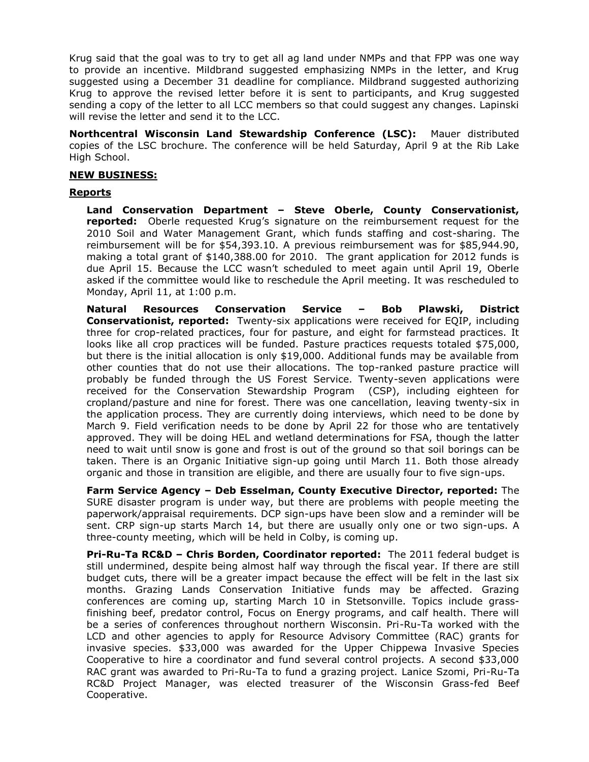Krug said that the goal was to try to get all ag land under NMPs and that FPP was one way to provide an incentive. Mildbrand suggested emphasizing NMPs in the letter, and Krug suggested using a December 31 deadline for compliance. Mildbrand suggested authorizing Krug to approve the revised letter before it is sent to participants, and Krug suggested sending a copy of the letter to all LCC members so that could suggest any changes. Lapinski will revise the letter and send it to the LCC.

**Northcentral Wisconsin Land Stewardship Conference (LSC):** Mauer distributed copies of the LSC brochure. The conference will be held Saturday, April 9 at the Rib Lake High School.

**NEW BUSINESS:**

**Reports**

**Land Conservation Department – Steve Oberle, County Conservationist, reported:** Oberle requested Krug's signature on the reimbursement request for the 2010 Soil and Water Management Grant, which funds staffing and cost-sharing. The reimbursement will be for $54,393.10. A previous reimbursement was for $85,944.90, making a total grant of $140,388.00 for 2010. The grant application for 2012 funds is due April 15. Because the LCC wasn't scheduled to meet again until April 19, Oberle asked if the committee would like to reschedule the April meeting. It was rescheduled to Monday, April 11, at 1:00 p.m.

**Natural Resources Conservation Service – Bob Plawski, District Conservationist, reported:** Twenty-six applications were received for EQIP, including three for crop-related practices, four for pasture, and eight for farmstead practices. It looks like all crop practices will be funded. Pasture practices requests totaled $75,000, but there is the initial allocation is only $19,000. Additional funds may be available from other counties that do not use their allocations. The top-ranked pasture practice will probably be funded through the US Forest Service. Twenty-seven applications were received for the Conservation Stewardship Program (CSP), including eighteen for cropland/pasture and nine for forest. There was one cancellation, leaving twenty-six in the application process. They are currently doing interviews, which need to be done by March 9. Field verification needs to be done by April 22 for those who are tentatively approved. They will be doing HEL and wetland determinations for FSA, though the latter need to wait until snow is gone and frost is out of the ground so that soil borings can be taken. There is an Organic Initiative sign-up going until March 11. Both those already organic and those in transition are eligible, and there are usually four to five sign-ups.

**Farm Service Agency – Deb Esselman, County Executive Director, reported:** The SURE disaster program is under way, but there are problems with people meeting the paperwork/appraisal requirements. DCP sign-ups have been slow and a reminder will be sent. CRP sign-up starts March 14, but there are usually only one or two sign-ups. A three-county meeting, which will be held in Colby, is coming up.

**Pri-Ru-Ta RC&D – Chris Borden, Coordinator reported:** The 2011 federal budget is still undermined, despite being almost half way through the fiscal year. If there are still budget cuts, there will be a greater impact because the effect will be felt in the last six months. Grazing Lands Conservation Initiative funds may be affected. Grazing conferences are coming up, starting March 10 in Stetsonville. Topics include grass-finishing beef, predator control, Focus on Energy programs, and calf health. There will be a series of conferences throughout northern Wisconsin. Pri-Ru-Ta worked with the LCD and other agencies to apply for Resource Advisory Committee (RAC) grants for invasive species. $33,000 was awarded for the Upper Chippewa Invasive Species Cooperative to hire a coordinator and fund several control projects. A second $33,000 RAC grant was awarded to Pri-Ru-Ta to fund a grazing project. Lanice Szomi, Pri-Ru-Ta RC&D Project Manager, was elected treasurer of the Wisconsin Grass-fed Beef Cooperative.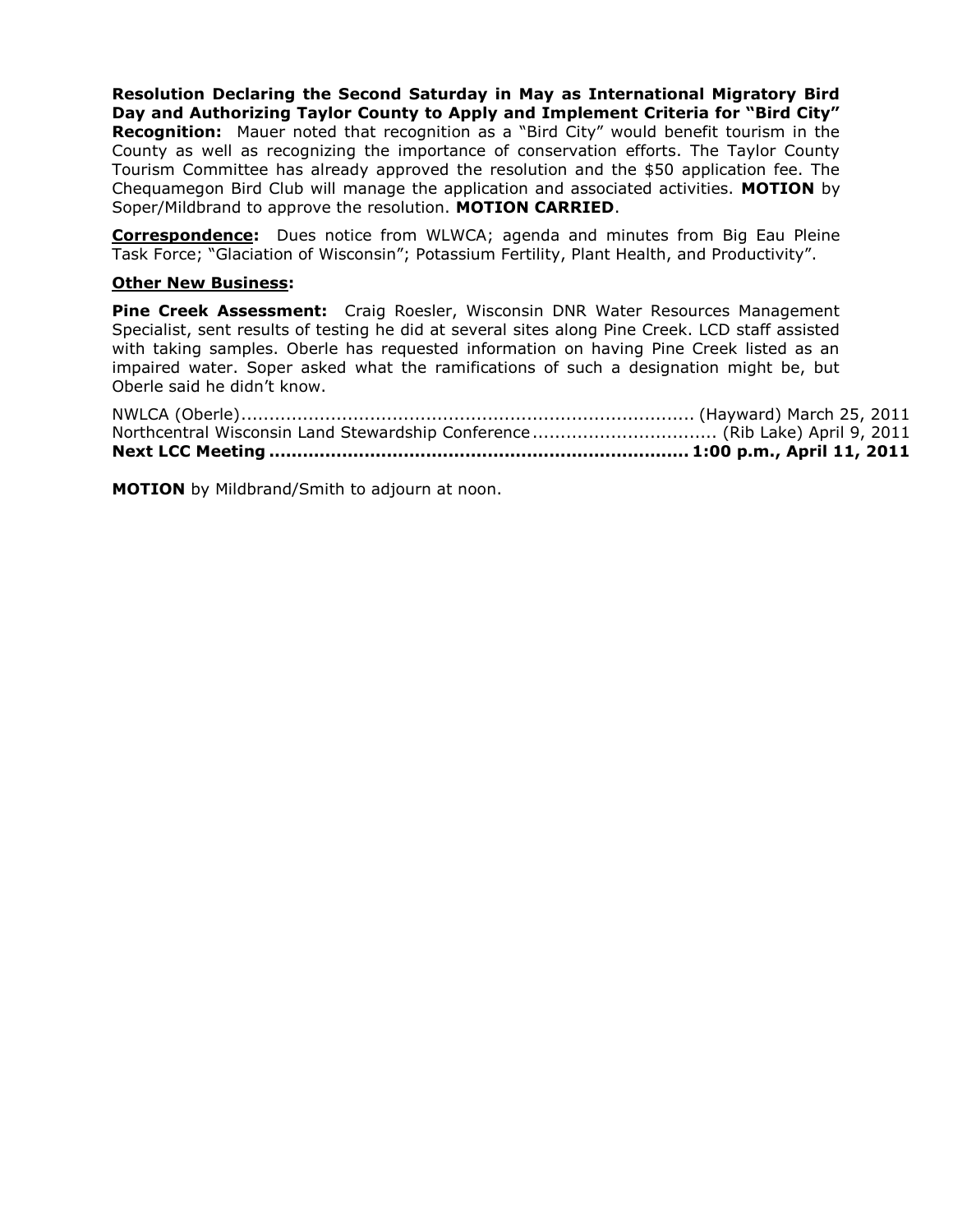**Resolution Declaring the Second Saturday in May as International Migratory Bird Day and Authorizing Taylor County to Apply and Implement Criteria for "Bird City" Recognition:** Mauer noted that recognition as a "Bird City" would benefit tourism in the County as well as recognizing the importance of conservation efforts. The Taylor County Tourism Committee has already approved the resolution and the $50 application fee. The Chequamegon Bird Club will manage the application and associated activities. **MOTION** by Soper/Mildbrand to approve the resolution. **MOTION CARRIED**.

**Correspondence:** Dues notice from WLWCA; agenda and minutes from Big Eau Pleine Task Force; "Glaciation of Wisconsin"; Potassium Fertility, Plant Health, and Productivity".

**Other New Business:**

**Pine Creek Assessment:** Craig Roesler, Wisconsin DNR Water Resources Management Specialist, sent results of testing he did at several sites along Pine Creek. LCD staff assisted with taking samples. Oberle has requested information on having Pine Creek listed as an impaired water. Soper asked what the ramifications of such a designation might be, but Oberle said he didn't know.

NWLCA (Oberle)................................................................................. (Hayward) March 25, 2011
Northcentral Wisconsin Land Stewardship Conference................................. (Rib Lake) April 9, 2011
**Next LCC Meeting ......................................................................... 1:00 p.m., April 11, 2011**

**MOTION** by Mildbrand/Smith to adjourn at noon.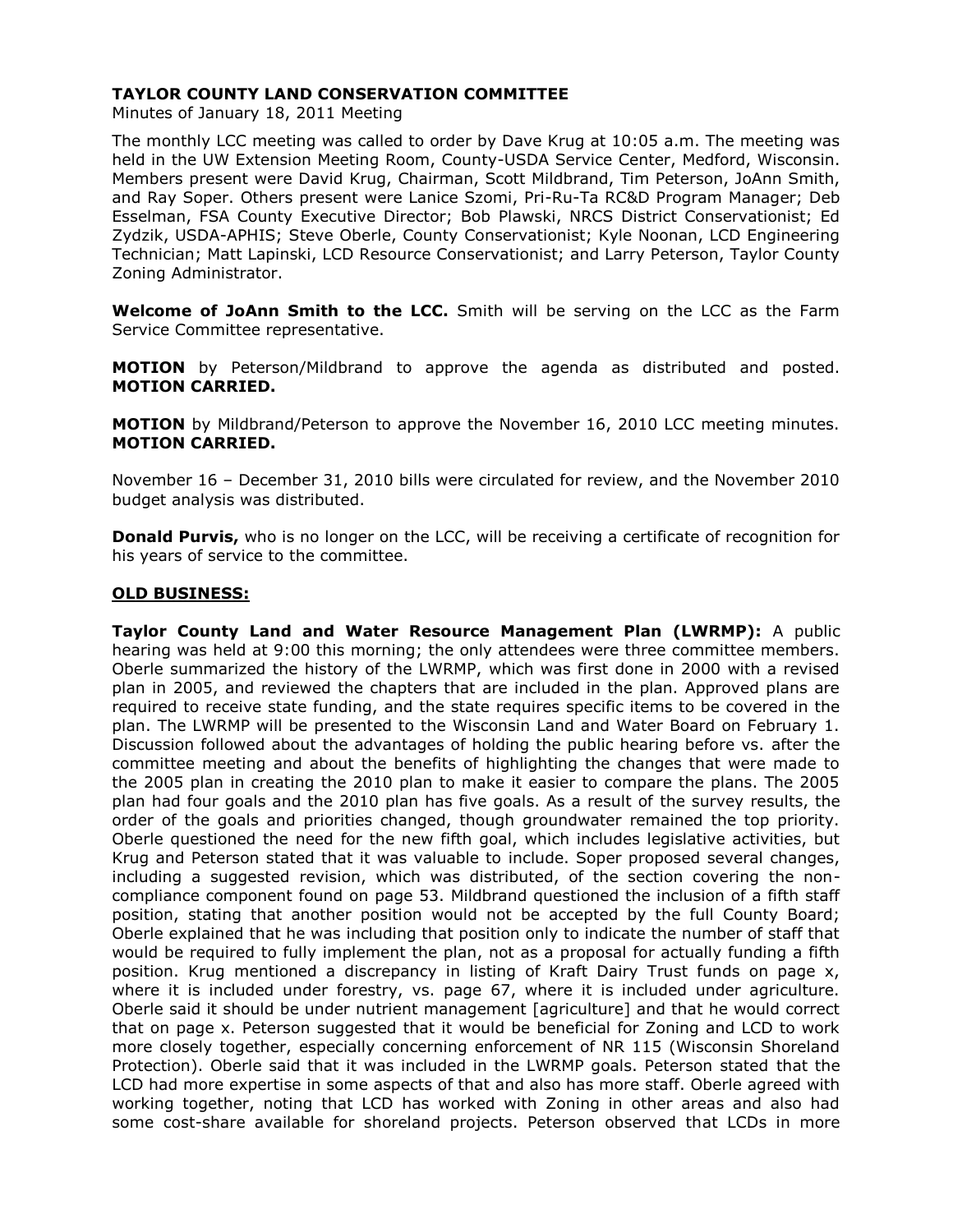# TAYLOR COUNTY LAND CONSERVATION COMMITTEE

Minutes of January 18, 2011 Meeting

The monthly LCC meeting was called to order by Dave Krug at 10:05 a.m. The meeting was held in the UW Extension Meeting Room, County-USDA Service Center, Medford, Wisconsin. Members present were David Krug, Chairman, Scott Mildbrand, Tim Peterson, JoAnn Smith, and Ray Soper. Others present were Lanice Szomi, Pri-Ru-Ta RC&D Program Manager; Deb Esselman, FSA County Executive Director; Bob Plawski, NRCS District Conservationist; Ed Zydzik, USDA-APHIS; Steve Oberle, County Conservationist; Kyle Noonan, LCD Engineering Technician; Matt Lapinski, LCD Resource Conservationist; and Larry Peterson, Taylor County Zoning Administrator.

**Welcome of JoAnn Smith to the LCC.** Smith will be serving on the LCC as the Farm Service Committee representative.

**MOTION** by Peterson/Mildbrand to approve the agenda as distributed and posted. **MOTION CARRIED.**

**MOTION** by Mildbrand/Peterson to approve the November 16, 2010 LCC meeting minutes. **MOTION CARRIED.**

November 16 – December 31, 2010 bills were circulated for review, and the November 2010 budget analysis was distributed.

**Donald Purvis,** who is no longer on the LCC, will be receiving a certificate of recognition for his years of service to the committee.

## OLD BUSINESS:

**Taylor County Land and Water Resource Management Plan (LWRMP):** A public hearing was held at 9:00 this morning; the only attendees were three committee members. Oberle summarized the history of the LWRMP, which was first done in 2000 with a revised plan in 2005, and reviewed the chapters that are included in the plan. Approved plans are required to receive state funding, and the state requires specific items to be covered in the plan. The LWRMP will be presented to the Wisconsin Land and Water Board on February 1. Discussion followed about the advantages of holding the public hearing before vs. after the committee meeting and about the benefits of highlighting the changes that were made to the 2005 plan in creating the 2010 plan to make it easier to compare the plans. The 2005 plan had four goals and the 2010 plan has five goals. As a result of the survey results, the order of the goals and priorities changed, though groundwater remained the top priority. Oberle questioned the need for the new fifth goal, which includes legislative activities, but Krug and Peterson stated that it was valuable to include. Soper proposed several changes, including a suggested revision, which was distributed, of the section covering the non-compliance component found on page 53. Mildbrand questioned the inclusion of a fifth staff position, stating that another position would not be accepted by the full County Board; Oberle explained that he was including that position only to indicate the number of staff that would be required to fully implement the plan, not as a proposal for actually funding a fifth position. Krug mentioned a discrepancy in listing of Kraft Dairy Trust funds on page x, where it is included under forestry, vs. page 67, where it is included under agriculture. Oberle said it should be under nutrient management [agriculture] and that he would correct that on page x. Peterson suggested that it would be beneficial for Zoning and LCD to work more closely together, especially concerning enforcement of NR 115 (Wisconsin Shoreland Protection). Oberle said that it was included in the LWRMP goals. Peterson stated that the LCD had more expertise in some aspects of that and also has more staff. Oberle agreed with working together, noting that LCD has worked with Zoning in other areas and also had some cost-share available for shoreland projects. Peterson observed that LCDs in more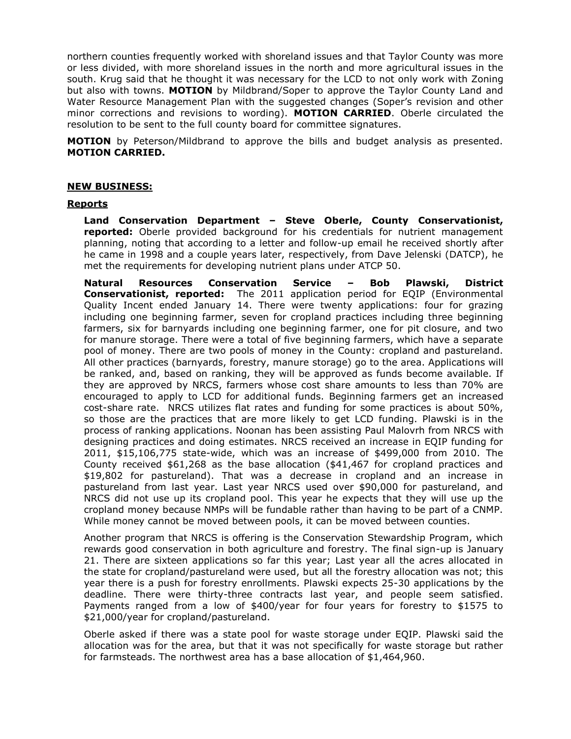northern counties frequently worked with shoreland issues and that Taylor County was more or less divided, with more shoreland issues in the north and more agricultural issues in the south. Krug said that he thought it was necessary for the LCD to not only work with Zoning but also with towns. **MOTION** by Mildbrand/Soper to approve the Taylor County Land and Water Resource Management Plan with the suggested changes (Soper's revision and other minor corrections and revisions to wording). **MOTION CARRIED**. Oberle circulated the resolution to be sent to the full county board for committee signatures.

**MOTION** by Peterson/Mildbrand to approve the bills and budget analysis as presented. **MOTION CARRIED.**

**NEW BUSINESS:**

**Reports**

**Land Conservation Department – Steve Oberle, County Conservationist, reported:** Oberle provided background for his credentials for nutrient management planning, noting that according to a letter and follow-up email he received shortly after he came in 1998 and a couple years later, respectively, from Dave Jelenski (DATCP), he met the requirements for developing nutrient plans under ATCP 50.

**Natural Resources Conservation Service – Bob Plawski, District Conservationist, reported:** The 2011 application period for EQIP (Environmental Quality Incent ended January 14. There were twenty applications: four for grazing including one beginning farmer, seven for cropland practices including three beginning farmers, six for barnyards including one beginning farmer, one for pit closure, and two for manure storage. There were a total of five beginning farmers, which have a separate pool of money. There are two pools of money in the County: cropland and pastureland. All other practices (barnyards, forestry, manure storage) go to the area. Applications will be ranked, and, based on ranking, they will be approved as funds become available. If they are approved by NRCS, farmers whose cost share amounts to less than 70% are encouraged to apply to LCD for additional funds. Beginning farmers get an increased cost-share rate. NRCS utilizes flat rates and funding for some practices is about 50%, so those are the practices that are more likely to get LCD funding. Plawski is in the process of ranking applications. Noonan has been assisting Paul Malovrh from NRCS with designing practices and doing estimates. NRCS received an increase in EQIP funding for 2011, $15,106,775 state-wide, which was an increase of $499,000 from 2010. The County received $61,268 as the base allocation ($41,467 for cropland practices and $19,802 for pastureland). That was a decrease in cropland and an increase in pastureland from last year. Last year NRCS used over $90,000 for pastureland, and NRCS did not use up its cropland pool. This year he expects that they will use up the cropland money because NMPs will be fundable rather than having to be part of a CNMP. While money cannot be moved between pools, it can be moved between counties.

Another program that NRCS is offering is the Conservation Stewardship Program, which rewards good conservation in both agriculture and forestry. The final sign-up is January 21. There are sixteen applications so far this year; Last year all the acres allocated in the state for cropland/pastureland were used, but all the forestry allocation was not; this year there is a push for forestry enrollments. Plawski expects 25-30 applications by the deadline. There were thirty-three contracts last year, and people seem satisfied. Payments ranged from a low of $400/year for four years for forestry to $1575 to $21,000/year for cropland/pastureland.

Oberle asked if there was a state pool for waste storage under EQIP. Plawski said the allocation was for the area, but that it was not specifically for waste storage but rather for farmsteads. The northwest area has a base allocation of $1,464,960.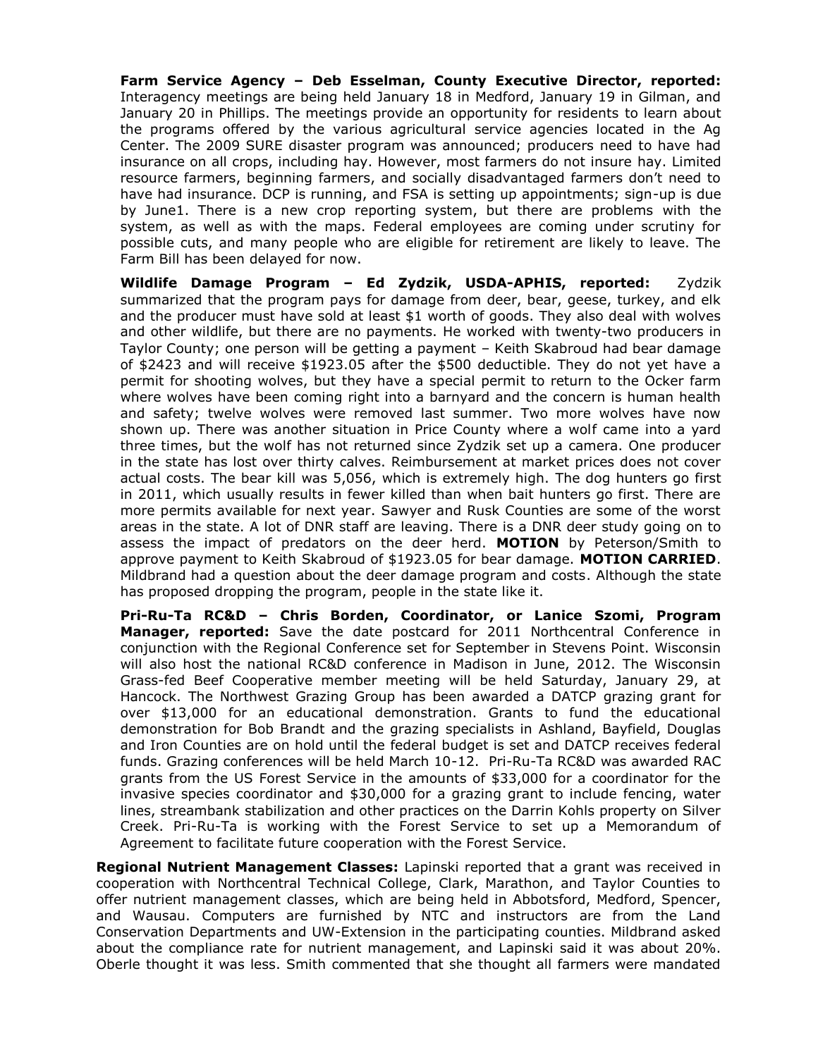**Farm Service Agency – Deb Esselman, County Executive Director, reported:** Interagency meetings are being held January 18 in Medford, January 19 in Gilman, and January 20 in Phillips. The meetings provide an opportunity for residents to learn about the programs offered by the various agricultural service agencies located in the Ag Center. The 2009 SURE disaster program was announced; producers need to have had insurance on all crops, including hay. However, most farmers do not insure hay. Limited resource farmers, beginning farmers, and socially disadvantaged farmers don't need to have had insurance. DCP is running, and FSA is setting up appointments; sign-up is due by June1. There is a new crop reporting system, but there are problems with the system, as well as with the maps. Federal employees are coming under scrutiny for possible cuts, and many people who are eligible for retirement are likely to leave. The Farm Bill has been delayed for now.

**Wildlife Damage Program – Ed Zydzik, USDA-APHIS, reported:** Zydzik summarized that the program pays for damage from deer, bear, geese, turkey, and elk and the producer must have sold at least $1 worth of goods. They also deal with wolves and other wildlife, but there are no payments. He worked with twenty-two producers in Taylor County; one person will be getting a payment – Keith Skabroud had bear damage of $2423 and will receive $1923.05 after the $500 deductible. They do not yet have a permit for shooting wolves, but they have a special permit to return to the Ocker farm where wolves have been coming right into a barnyard and the concern is human health and safety; twelve wolves were removed last summer. Two more wolves have now shown up. There was another situation in Price County where a wolf came into a yard three times, but the wolf has not returned since Zydzik set up a camera. One producer in the state has lost over thirty calves. Reimbursement at market prices does not cover actual costs. The bear kill was 5,056, which is extremely high. The dog hunters go first in 2011, which usually results in fewer killed than when bait hunters go first. There are more permits available for next year. Sawyer and Rusk Counties are some of the worst areas in the state. A lot of DNR staff are leaving. There is a DNR deer study going on to assess the impact of predators on the deer herd. **MOTION** by Peterson/Smith to approve payment to Keith Skabroud of $1923.05 for bear damage. **MOTION CARRIED**. Mildbrand had a question about the deer damage program and costs. Although the state has proposed dropping the program, people in the state like it.

**Pri-Ru-Ta RC&D – Chris Borden, Coordinator, or Lanice Szomi, Program Manager, reported:** Save the date postcard for 2011 Northcentral Conference in conjunction with the Regional Conference set for September in Stevens Point. Wisconsin will also host the national RC&D conference in Madison in June, 2012. The Wisconsin Grass-fed Beef Cooperative member meeting will be held Saturday, January 29, at Hancock. The Northwest Grazing Group has been awarded a DATCP grazing grant for over $13,000 for an educational demonstration. Grants to fund the educational demonstration for Bob Brandt and the grazing specialists in Ashland, Bayfield, Douglas and Iron Counties are on hold until the federal budget is set and DATCP receives federal funds. Grazing conferences will be held March 10-12. Pri-Ru-Ta RC&D was awarded RAC grants from the US Forest Service in the amounts of $33,000 for a coordinator for the invasive species coordinator and $30,000 for a grazing grant to include fencing, water lines, streambank stabilization and other practices on the Darrin Kohls property on Silver Creek. Pri-Ru-Ta is working with the Forest Service to set up a Memorandum of Agreement to facilitate future cooperation with the Forest Service.

**Regional Nutrient Management Classes:** Lapinski reported that a grant was received in cooperation with Northcentral Technical College, Clark, Marathon, and Taylor Counties to offer nutrient management classes, which are being held in Abbotsford, Medford, Spencer, and Wausau. Computers are furnished by NTC and instructors are from the Land Conservation Departments and UW-Extension in the participating counties. Mildbrand asked about the compliance rate for nutrient management, and Lapinski said it was about 20%. Oberle thought it was less. Smith commented that she thought all farmers were mandated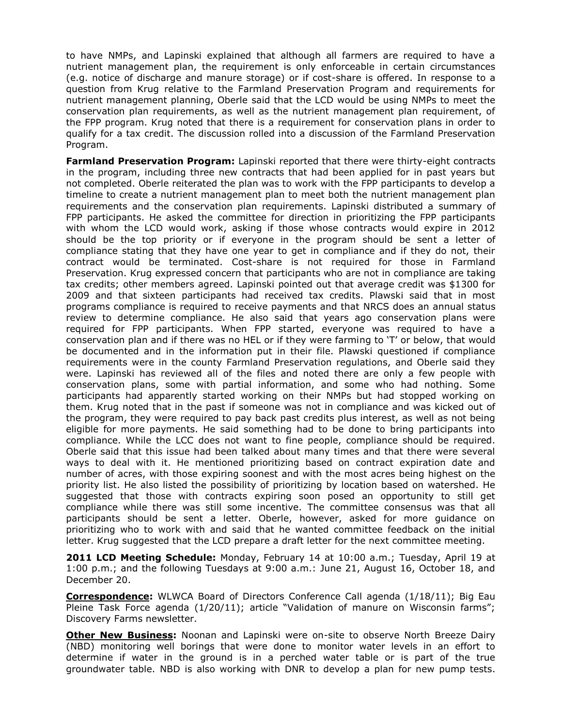to have NMPs, and Lapinski explained that although all farmers are required to have a nutrient management plan, the requirement is only enforceable in certain circumstances (e.g. notice of discharge and manure storage) or if cost-share is offered. In response to a question from Krug relative to the Farmland Preservation Program and requirements for nutrient management planning, Oberle said that the LCD would be using NMPs to meet the conservation plan requirements, as well as the nutrient management plan requirement, of the FPP program. Krug noted that there is a requirement for conservation plans in order to qualify for a tax credit. The discussion rolled into a discussion of the Farmland Preservation Program.

**Farmland Preservation Program:** Lapinski reported that there were thirty-eight contracts in the program, including three new contracts that had been applied for in past years but not completed. Oberle reiterated the plan was to work with the FPP participants to develop a timeline to create a nutrient management plan to meet both the nutrient management plan requirements and the conservation plan requirements. Lapinski distributed a summary of FPP participants. He asked the committee for direction in prioritizing the FPP participants with whom the LCD would work, asking if those whose contracts would expire in 2012 should be the top priority or if everyone in the program should be sent a letter of compliance stating that they have one year to get in compliance and if they do not, their contract would be terminated. Cost-share is not required for those in Farmland Preservation. Krug expressed concern that participants who are not in compliance are taking tax credits; other members agreed. Lapinski pointed out that average credit was $1300 for 2009 and that sixteen participants had received tax credits. Plawski said that in most programs compliance is required to receive payments and that NRCS does an annual status review to determine compliance. He also said that years ago conservation plans were required for FPP participants. When FPP started, everyone was required to have a conservation plan and if there was no HEL or if they were farming to 'T' or below, that would be documented and in the information put in their file. Plawski questioned if compliance requirements were in the county Farmland Preservation regulations, and Oberle said they were. Lapinski has reviewed all of the files and noted there are only a few people with conservation plans, some with partial information, and some who had nothing. Some participants had apparently started working on their NMPs but had stopped working on them. Krug noted that in the past if someone was not in compliance and was kicked out of the program, they were required to pay back past credits plus interest, as well as not being eligible for more payments. He said something had to be done to bring participants into compliance. While the LCC does not want to fine people, compliance should be required. Oberle said that this issue had been talked about many times and that there were several ways to deal with it. He mentioned prioritizing based on contract expiration date and number of acres, with those expiring soonest and with the most acres being highest on the priority list. He also listed the possibility of prioritizing by location based on watershed. He suggested that those with contracts expiring soon posed an opportunity to still get compliance while there was still some incentive. The committee consensus was that all participants should be sent a letter. Oberle, however, asked for more guidance on prioritizing who to work with and said that he wanted committee feedback on the initial letter. Krug suggested that the LCD prepare a draft letter for the next committee meeting.

**2011 LCD Meeting Schedule:** Monday, February 14 at 10:00 a.m.; Tuesday, April 19 at 1:00 p.m.; and the following Tuesdays at 9:00 a.m.: June 21, August 16, October 18, and December 20.

**Correspondence:** WLWCA Board of Directors Conference Call agenda (1/18/11); Big Eau Pleine Task Force agenda (1/20/11); article "Validation of manure on Wisconsin farms"; Discovery Farms newsletter.

**Other New Business:** Noonan and Lapinski were on-site to observe North Breeze Dairy (NBD) monitoring well borings that were done to monitor water levels in an effort to determine if water in the ground is in a perched water table or is part of the true groundwater table. NBD is also working with DNR to develop a plan for new pump tests.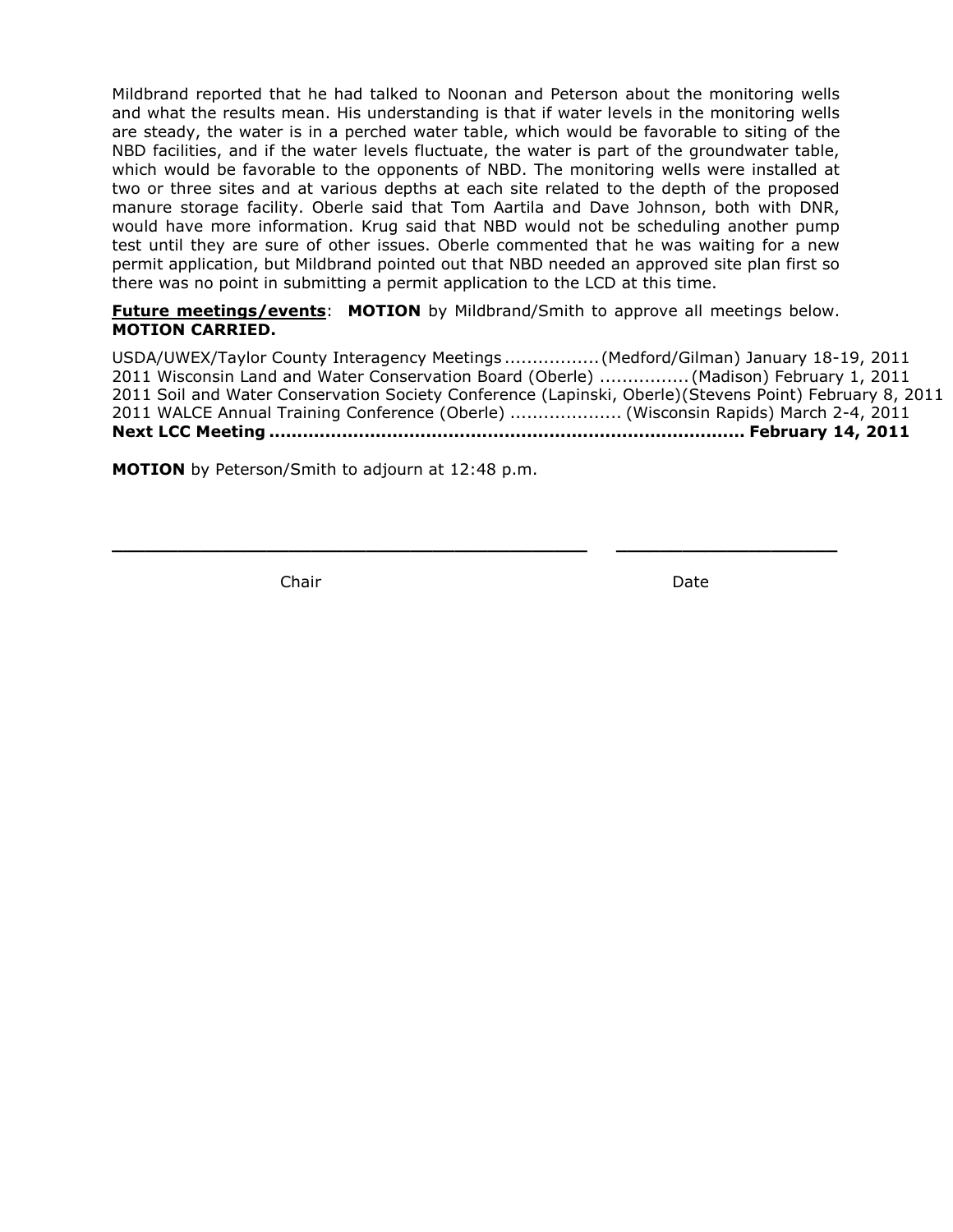Mildbrand reported that he had talked to Noonan and Peterson about the monitoring wells and what the results mean. His understanding is that if water levels in the monitoring wells are steady, the water is in a perched water table, which would be favorable to siting of the NBD facilities, and if the water levels fluctuate, the water is part of the groundwater table, which would be favorable to the opponents of NBD. The monitoring wells were installed at two or three sites and at various depths at each site related to the depth of the proposed manure storage facility. Oberle said that Tom Aartila and Dave Johnson, both with DNR, would have more information. Krug said that NBD would not be scheduling another pump test until they are sure of other issues. Oberle commented that he was waiting for a new permit application, but Mildbrand pointed out that NBD needed an approved site plan first so there was no point in submitting a permit application to the LCD at this time.

**Future meetings/events**: **MOTION** by Mildbrand/Smith to approve all meetings below. **MOTION CARRIED.**

USDA/UWEX/Taylor County Interagency Meetings ................. (Medford/Gilman) January 18-19, 2011
2011 Wisconsin Land and Water Conservation Board (Oberle) ................ (Madison) February 1, 2011
2011 Soil and Water Conservation Society Conference (Lapinski, Oberle)(Stevens Point) February 8, 2011
2011 WALCE Annual Training Conference (Oberle) .................... (Wisconsin Rapids) March 2-4, 2011
**Next LCC Meeting ..................................................................................... February 14, 2011**

**MOTION** by Peterson/Smith to adjourn at 12:48 p.m.

\_\_\_\_\_\_\_\_\_\_\_\_\_\_\_\_\_\_\_\_\_\_\_\_\_\_\_\_\_\_\_\_\_\_\_\_\_\_\_\_ \_\_\_\_\_\_\_\_\_\_\_\_\_\_\_\_\_\_\_\_

Chair Date